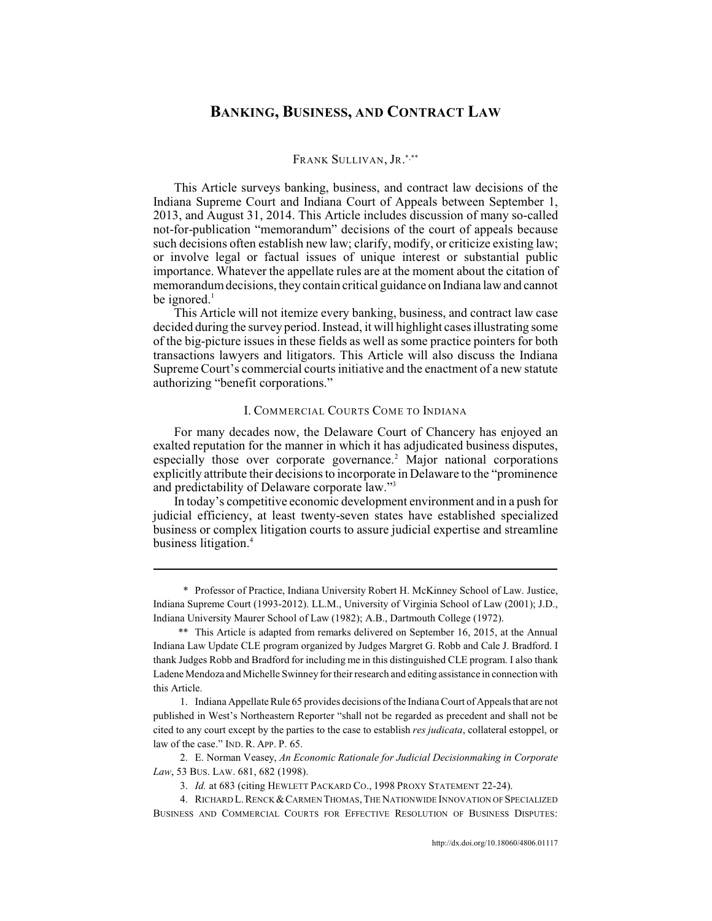# BANKING, BUSINESS, AND CONTRACT LAW

FRANK SULLIVAN, JR.[*,**]

This Article surveys banking, business, and contract law decisions of the Indiana Supreme Court and Indiana Court of Appeals between September 1, 2013, and August 31, 2014. This Article includes discussion of many so-called not-for-publication "memorandum" decisions of the court of appeals because such decisions often establish new law; clarify, modify, or criticize existing law; or involve legal or factual issues of unique interest or substantial public importance. Whatever the appellate rules are at the moment about the citation of memorandum decisions, they contain critical guidance on Indiana law and cannot be ignored.[1]

This Article will not itemize every banking, business, and contract law case decided during the survey period. Instead, it will highlight cases illustrating some of the big-picture issues in these fields as well as some practice pointers for both transactions lawyers and litigators. This Article will also discuss the Indiana Supreme Court's commercial courts initiative and the enactment of a new statute authorizing "benefit corporations."

## I. COMMERCIAL COURTS COME TO INDIANA

For many decades now, the Delaware Court of Chancery has enjoyed an exalted reputation for the manner in which it has adjudicated business disputes, especially those over corporate governance.[2] Major national corporations explicitly attribute their decisions to incorporate in Delaware to the "prominence and predictability of Delaware corporate law."[3]

In today's competitive economic development environment and in a push for judicial efficiency, at least twenty-seven states have established specialized business or complex litigation courts to assure judicial expertise and streamline business litigation.[4]

---

\* Professor of Practice, Indiana University Robert H. McKinney School of Law. Justice, Indiana Supreme Court (1993-2012). LL.M., University of Virginia School of Law (2001); J.D., Indiana University Maurer School of Law (1982); A.B., Dartmouth College (1972).

\*\* This Article is adapted from remarks delivered on September 16, 2015, at the Annual Indiana Law Update CLE program organized by Judges Margret G. Robb and Cale J. Bradford. I thank Judges Robb and Bradford for including me in this distinguished CLE program. I also thank Ladene Mendoza and Michelle Swinney for their research and editing assistance in connection with this Article.

1. Indiana Appellate Rule 65 provides decisions of the Indiana Court of Appeals that are not published in West's Northeastern Reporter "shall not be regarded as precedent and shall not be cited to any court except by the parties to the case to establish *res judicata*, collateral estoppel, or law of the case." IND. R. APP. P. 65.

2. E. Norman Veasey, *An Economic Rationale for Judicial Decisionmaking in Corporate Law*, 53 BUS. LAW. 681, 682 (1998).

3. *Id.* at 683 (citing HEWLETT PACKARD CO., 1998 PROXY STATEMENT 22-24).

4. RICHARD L. RENCK & CARMEN THOMAS, THE NATIONWIDE INNOVATION OF SPECIALIZED BUSINESS AND COMMERCIAL COURTS FOR EFFECTIVE RESOLUTION OF BUSINESS DISPUTES:

http://dx.doi.org/10.18060/4806.01117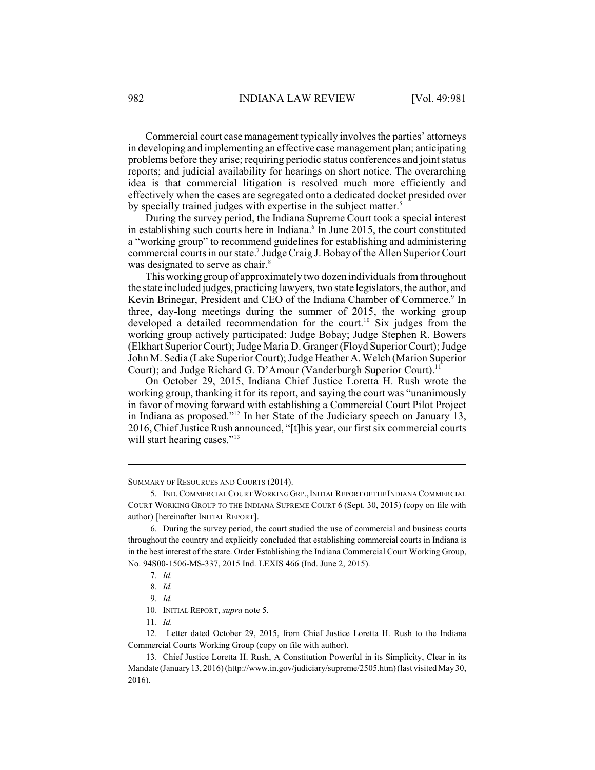Commercial court case management typically involves the parties' attorneys in developing and implementing an effective case management plan; anticipating problems before they arise; requiring periodic status conferences and joint status reports; and judicial availability for hearings on short notice. The overarching idea is that commercial litigation is resolved much more efficiently and effectively when the cases are segregated onto a dedicated docket presided over by specially trained judges with expertise in the subject matter.[5]

During the survey period, the Indiana Supreme Court took a special interest in establishing such courts here in Indiana.[6] In June 2015, the court constituted a "working group" to recommend guidelines for establishing and administering commercial courts in our state.[7] Judge Craig J. Bobay of the Allen Superior Court was designated to serve as chair.[8]

This working group of approximately two dozen individuals from throughout the state included judges, practicing lawyers, two state legislators, the author, and Kevin Brinegar, President and CEO of the Indiana Chamber of Commerce.[9] In three, day-long meetings during the summer of 2015, the working group developed a detailed recommendation for the court.[10] Six judges from the working group actively participated: Judge Bobay; Judge Stephen R. Bowers (Elkhart Superior Court); Judge Maria D. Granger (Floyd Superior Court); Judge John M. Sedia (Lake Superior Court); Judge Heather A. Welch (Marion Superior Court); and Judge Richard G. D'Amour (Vanderburgh Superior Court).[11]

On October 29, 2015, Indiana Chief Justice Loretta H. Rush wrote the working group, thanking it for its report, and saying the court was "unanimously in favor of moving forward with establishing a Commercial Court Pilot Project in Indiana as proposed."[12] In her State of the Judiciary speech on January 13, 2016, Chief Justice Rush announced, "[t]his year, our first six commercial courts will start hearing cases."[13]

---

SUMMARY OF RESOURCES AND COURTS (2014).

5. IND. COMMERCIAL COURT WORKING GRP., INITIAL REPORT OF THE INDIANA COMMERCIAL COURT WORKING GROUP TO THE INDIANA SUPREME COURT 6 (Sept. 30, 2015) (copy on file with author) [hereinafter INITIAL REPORT].

6. During the survey period, the court studied the use of commercial and business courts throughout the country and explicitly concluded that establishing commercial courts in Indiana is in the best interest of the state. Order Establishing the Indiana Commercial Court Working Group, No. 94S00-1506-MS-337, 2015 Ind. LEXIS 466 (Ind. June 2, 2015).

7. *Id.*

8. *Id.*

9. *Id.*

10. INITIAL REPORT, *supra* note 5.

11. *Id.*

12. Letter dated October 29, 2015, from Chief Justice Loretta H. Rush to the Indiana Commercial Courts Working Group (copy on file with author).

13. Chief Justice Loretta H. Rush, A Constitution Powerful in its Simplicity, Clear in its Mandate (January 13, 2016) (http://www.in.gov/judiciary/supreme/2505.htm) (last visited May 30, 2016).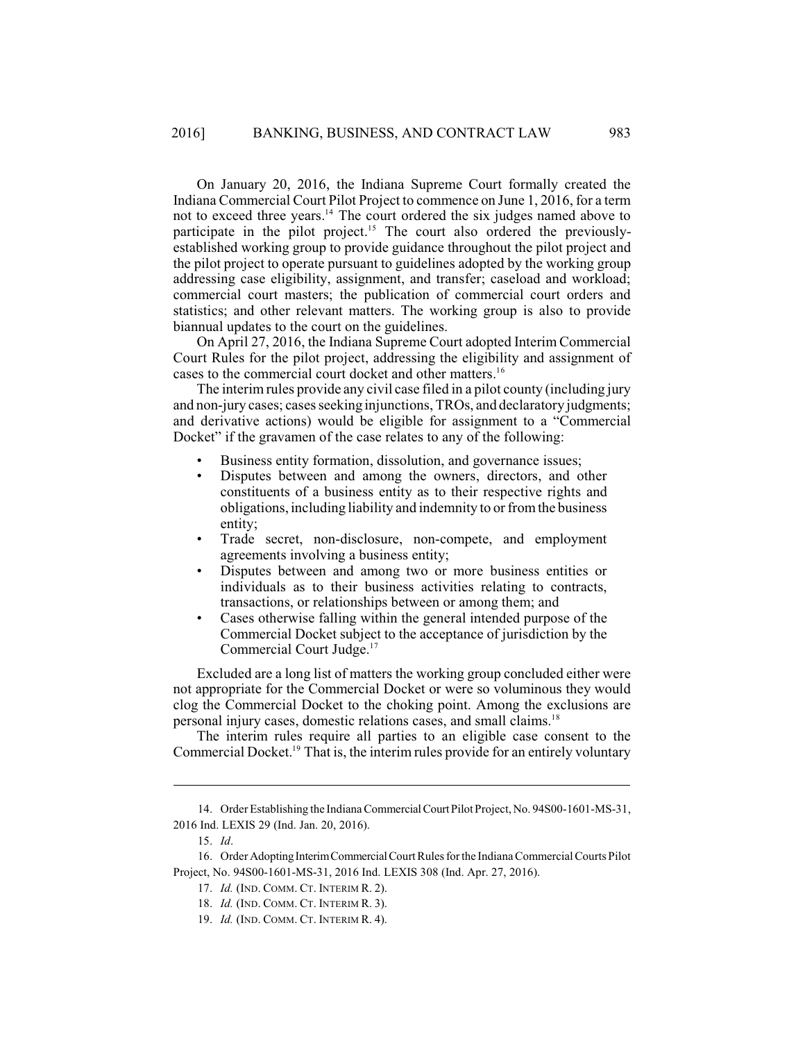On January 20, 2016, the Indiana Supreme Court formally created the Indiana Commercial Court Pilot Project to commence on June 1, 2016, for a term not to exceed three years.[14] The court ordered the six judges named above to participate in the pilot project.[15] The court also ordered the previously-established working group to provide guidance throughout the pilot project and the pilot project to operate pursuant to guidelines adopted by the working group addressing case eligibility, assignment, and transfer; caseload and workload; commercial court masters; the publication of commercial court orders and statistics; and other relevant matters. The working group is also to provide biannual updates to the court on the guidelines.

On April 27, 2016, the Indiana Supreme Court adopted Interim Commercial Court Rules for the pilot project, addressing the eligibility and assignment of cases to the commercial court docket and other matters.[16]

The interim rules provide any civil case filed in a pilot county (including jury and non-jury cases; cases seeking injunctions, TROs, and declaratory judgments; and derivative actions) would be eligible for assignment to a "Commercial Docket" if the gravamen of the case relates to any of the following:

- Business entity formation, dissolution, and governance issues;
- Disputes between and among the owners, directors, and other constituents of a business entity as to their respective rights and obligations, including liability and indemnity to or from the business entity;
- Trade secret, non-disclosure, non-compete, and employment agreements involving a business entity;
- Disputes between and among two or more business entities or individuals as to their business activities relating to contracts, transactions, or relationships between or among them; and
- Cases otherwise falling within the general intended purpose of the Commercial Docket subject to the acceptance of jurisdiction by the Commercial Court Judge.[17]

Excluded are a long list of matters the working group concluded either were not appropriate for the Commercial Docket or were so voluminous they would clog the Commercial Docket to the choking point. Among the exclusions are personal injury cases, domestic relations cases, and small claims.[18]

The interim rules require all parties to an eligible case consent to the Commercial Docket.[19] That is, the interim rules provide for an entirely voluntary

---

14. Order Establishing the Indiana Commercial Court Pilot Project, No. 94S00-1601-MS-31, 2016 Ind. LEXIS 29 (Ind. Jan. 20, 2016).

15. *Id*.

16. Order Adopting Interim Commercial Court Rules for the Indiana Commercial Courts Pilot Project, No. 94S00-1601-MS-31, 2016 Ind. LEXIS 308 (Ind. Apr. 27, 2016).

17. *Id.* (IND. COMM. CT. INTERIM R. 2).

18. *Id.* (IND. COMM. CT. INTERIM R. 3).

19. *Id.* (IND. COMM. CT. INTERIM R. 4).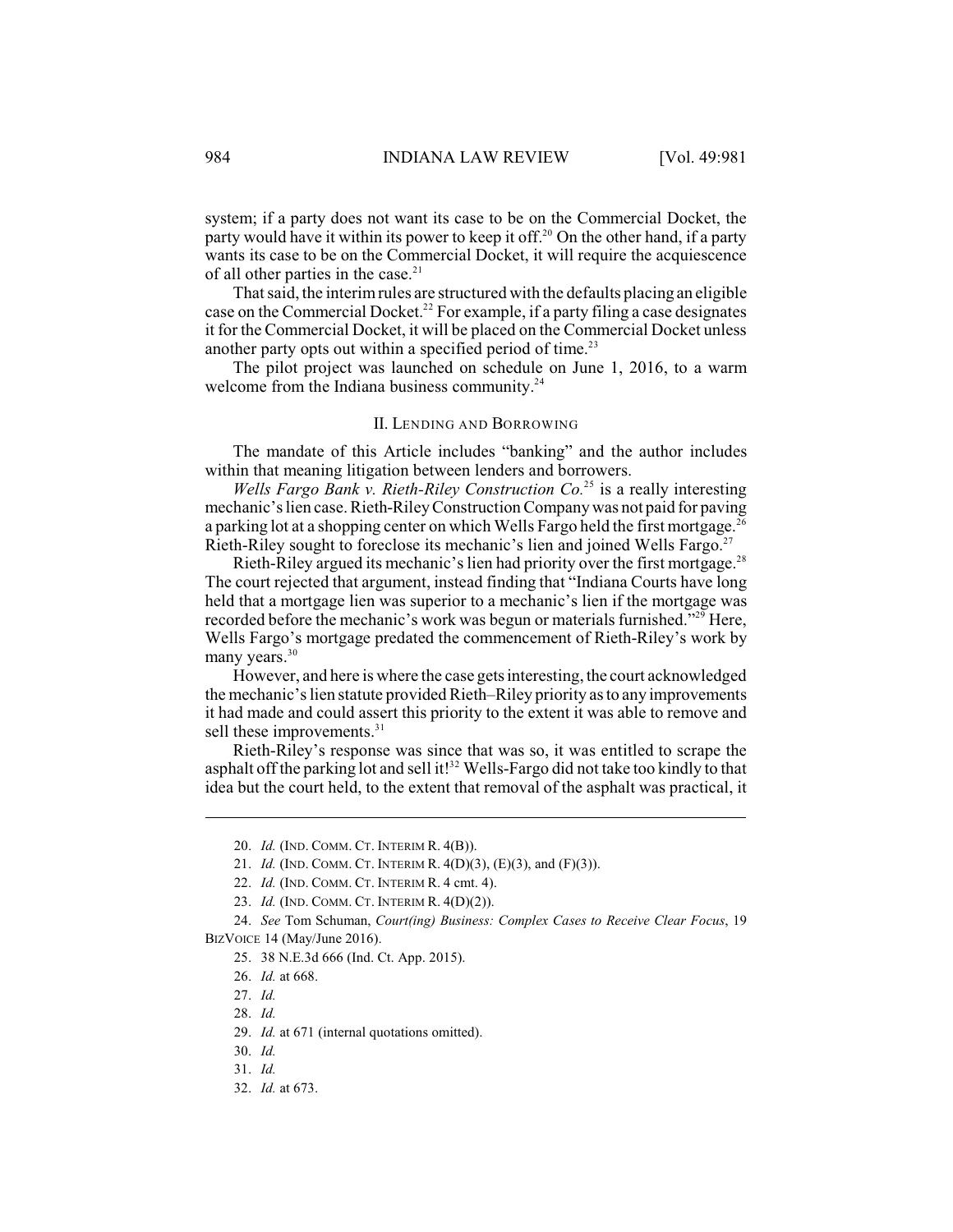system; if a party does not want its case to be on the Commercial Docket, the party would have it within its power to keep it off.[20] On the other hand, if a party wants its case to be on the Commercial Docket, it will require the acquiescence of all other parties in the case.[21]

That said, the interim rules are structured with the defaults placing an eligible case on the Commercial Docket.[22] For example, if a party filing a case designates it for the Commercial Docket, it will be placed on the Commercial Docket unless another party opts out within a specified period of time.[23]

The pilot project was launched on schedule on June 1, 2016, to a warm welcome from the Indiana business community.[24]

## II. Lending and Borrowing

The mandate of this Article includes "banking" and the author includes within that meaning litigation between lenders and borrowers.

*Wells Fargo Bank v. Rieth-Riley Construction Co.*[25] is a really interesting mechanic's lien case. Rieth-Riley Construction Company was not paid for paving a parking lot at a shopping center on which Wells Fargo held the first mortgage.[26] Rieth-Riley sought to foreclose its mechanic's lien and joined Wells Fargo.[27]

Rieth-Riley argued its mechanic's lien had priority over the first mortgage.[28] The court rejected that argument, instead finding that "Indiana Courts have long held that a mortgage lien was superior to a mechanic's lien if the mortgage was recorded before the mechanic's work was begun or materials furnished."[29] Here, Wells Fargo's mortgage predated the commencement of Rieth-Riley's work by many years.[30]

However, and here is where the case gets interesting, the court acknowledged the mechanic's lien statute provided Rieth–Riley priority as to any improvements it had made and could assert this priority to the extent it was able to remove and sell these improvements.[31]

Rieth-Riley's response was since that was so, it was entitled to scrape the asphalt off the parking lot and sell it![32] Wells-Fargo did not take too kindly to that idea but the court held, to the extent that removal of the asphalt was practical, it

20. *Id.* (Ind. Comm. Ct. Interim R. 4(B)).

21. *Id.* (Ind. Comm. Ct. Interim R. 4(D)(3), (E)(3), and (F)(3)).

22. *Id.* (Ind. Comm. Ct. Interim R. 4 cmt. 4).

23. *Id.* (Ind. Comm. Ct. Interim R. 4(D)(2)).

24. *See* Tom Schuman, *Court(ing) Business: Complex Cases to Receive Clear Focus*, 19 BizVoice 14 (May/June 2016).

25. 38 N.E.3d 666 (Ind. Ct. App. 2015).

26. *Id.* at 668.

27. *Id.*

28. *Id.*

29. *Id.* at 671 (internal quotations omitted).

30. *Id.*

31. *Id.*

32. *Id.* at 673.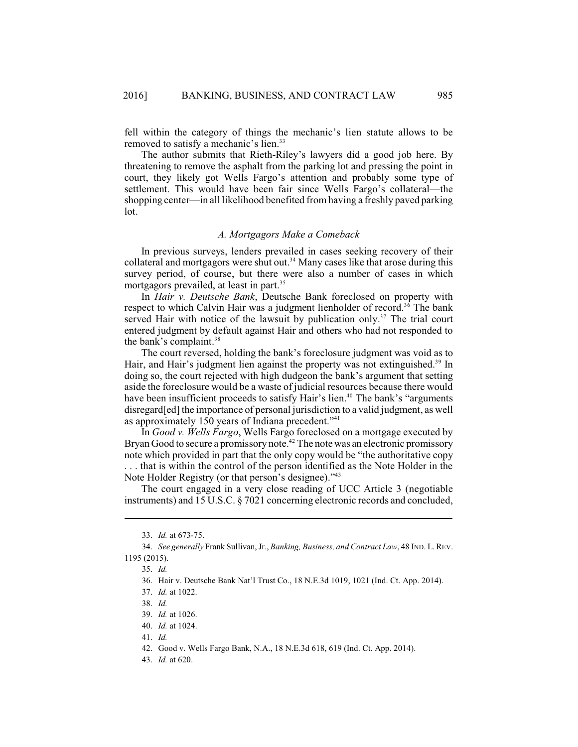fell within the category of things the mechanic's lien statute allows to be removed to satisfy a mechanic's lien.[33]

The author submits that Rieth-Riley's lawyers did a good job here. By threatening to remove the asphalt from the parking lot and pressing the point in court, they likely got Wells Fargo's attention and probably some type of settlement. This would have been fair since Wells Fargo's collateral—the shopping center—in all likelihood benefited from having a freshly paved parking lot.

### *A. Mortgagors Make a Comeback*

In previous surveys, lenders prevailed in cases seeking recovery of their collateral and mortgagors were shut out.[34] Many cases like that arose during this survey period, of course, but there were also a number of cases in which mortgagors prevailed, at least in part.[35]

In *Hair v. Deutsche Bank*, Deutsche Bank foreclosed on property with respect to which Calvin Hair was a judgment lienholder of record.[36] The bank served Hair with notice of the lawsuit by publication only.[37] The trial court entered judgment by default against Hair and others who had not responded to the bank's complaint.[38]

The court reversed, holding the bank's foreclosure judgment was void as to Hair, and Hair's judgment lien against the property was not extinguished.[39] In doing so, the court rejected with high dudgeon the bank's argument that setting aside the foreclosure would be a waste of judicial resources because there would have been insufficient proceeds to satisfy Hair's lien.[40] The bank's "arguments disregard[ed] the importance of personal jurisdiction to a valid judgment, as well as approximately 150 years of Indiana precedent."[41]

In *Good v. Wells Fargo*, Wells Fargo foreclosed on a mortgage executed by Bryan Good to secure a promissory note.[42] The note was an electronic promissory note which provided in part that the only copy would be "the authoritative copy . . . that is within the control of the person identified as the Note Holder in the Note Holder Registry (or that person's designee)."[43]

The court engaged in a very close reading of UCC Article 3 (negotiable instruments) and 15 U.S.C. § 7021 concerning electronic records and concluded,

---

33. *Id.* at 673-75.

34. *See generally* Frank Sullivan, Jr., *Banking, Business, and Contract Law*, 48 IND. L. REV. 1195 (2015).

35. *Id.*

36. Hair v. Deutsche Bank Nat'l Trust Co., 18 N.E.3d 1019, 1021 (Ind. Ct. App. 2014).

37. *Id.* at 1022.

38. *Id.*

39. *Id.* at 1026.

40. *Id.* at 1024.

41. *Id.*

42. Good v. Wells Fargo Bank, N.A., 18 N.E.3d 618, 619 (Ind. Ct. App. 2014).

43. *Id.* at 620.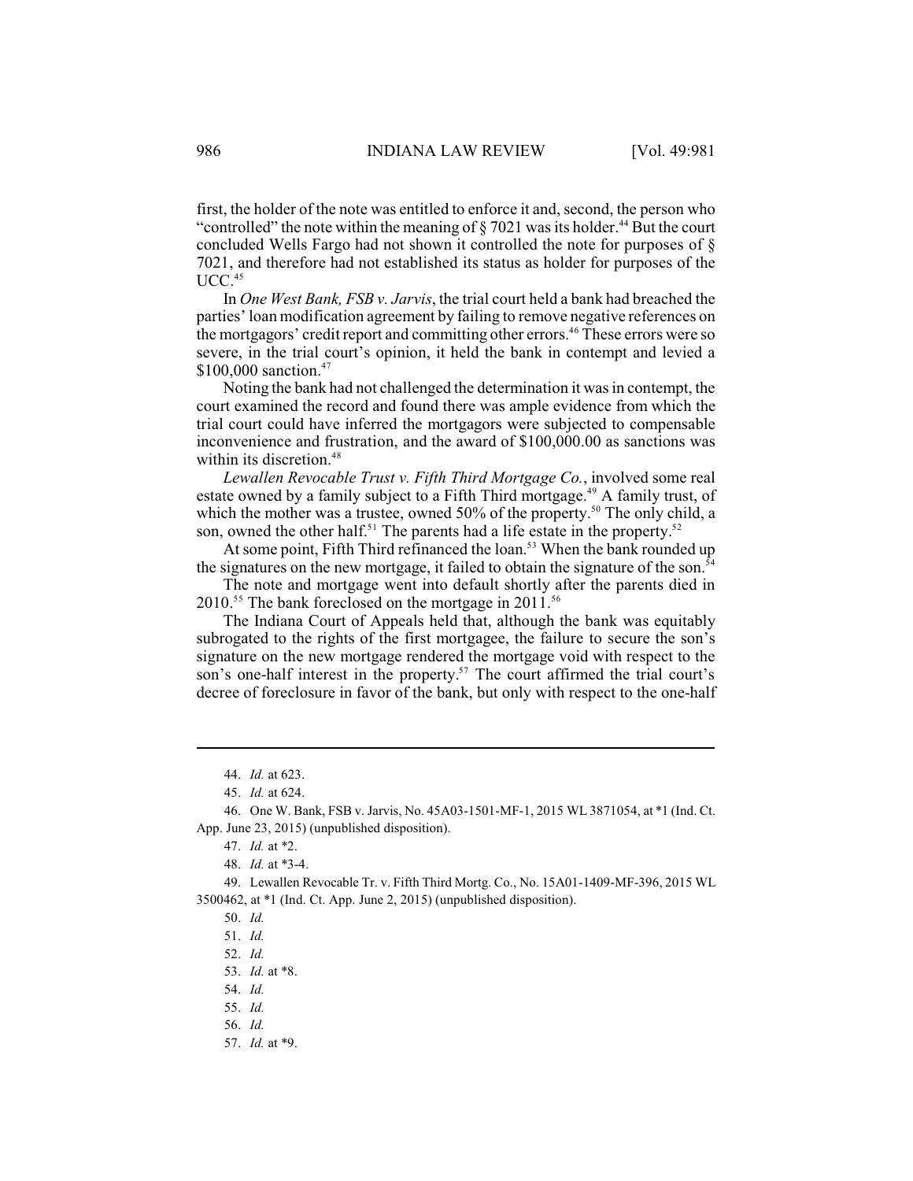first, the holder of the note was entitled to enforce it and, second, the person who "controlled" the note within the meaning of § 7021 was its holder.[44] But the court concluded Wells Fargo had not shown it controlled the note for purposes of § 7021, and therefore had not established its status as holder for purposes of the UCC.[45]

In *One West Bank, FSB v. Jarvis*, the trial court held a bank had breached the parties' loan modification agreement by failing to remove negative references on the mortgagors' credit report and committing other errors.[46] These errors were so severe, in the trial court's opinion, it held the bank in contempt and levied a $100,000 sanction.[47]

Noting the bank had not challenged the determination it was in contempt, the court examined the record and found there was ample evidence from which the trial court could have inferred the mortgagors were subjected to compensable inconvenience and frustration, and the award of $100,000.00 as sanctions was within its discretion.[48]

*Lewallen Revocable Trust v. Fifth Third Mortgage Co.*, involved some real estate owned by a family subject to a Fifth Third mortgage.[49] A family trust, of which the mother was a trustee, owned 50% of the property.[50] The only child, a son, owned the other half.[51] The parents had a life estate in the property.[52]

At some point, Fifth Third refinanced the loan.[53] When the bank rounded up the signatures on the new mortgage, it failed to obtain the signature of the son.[54]

The note and mortgage went into default shortly after the parents died in 2010.[55] The bank foreclosed on the mortgage in 2011.[56]

The Indiana Court of Appeals held that, although the bank was equitably subrogated to the rights of the first mortgagee, the failure to secure the son's signature on the new mortgage rendered the mortgage void with respect to the son's one-half interest in the property.[57] The court affirmed the trial court's decree of foreclosure in favor of the bank, but only with respect to the one-half

---

44. *Id.* at 623.

45. *Id.* at 624.

46. One W. Bank, FSB v. Jarvis, No. 45A03-1501-MF-1, 2015 WL 3871054, at *1 (Ind. Ct. App. June 23, 2015) (unpublished disposition).

47. *Id.* at *2.

48. *Id.* at *3-4.

49. Lewallen Revocable Tr. v. Fifth Third Mortg. Co., No. 15A01-1409-MF-396, 2015 WL 3500462, at *1 (Ind. Ct. App. June 2, 2015) (unpublished disposition).

50. *Id.*

51. *Id.*

52. *Id.*

53. *Id.* at *8.

54. *Id.*

55. *Id.*

56. *Id.*

57. *Id.* at *9.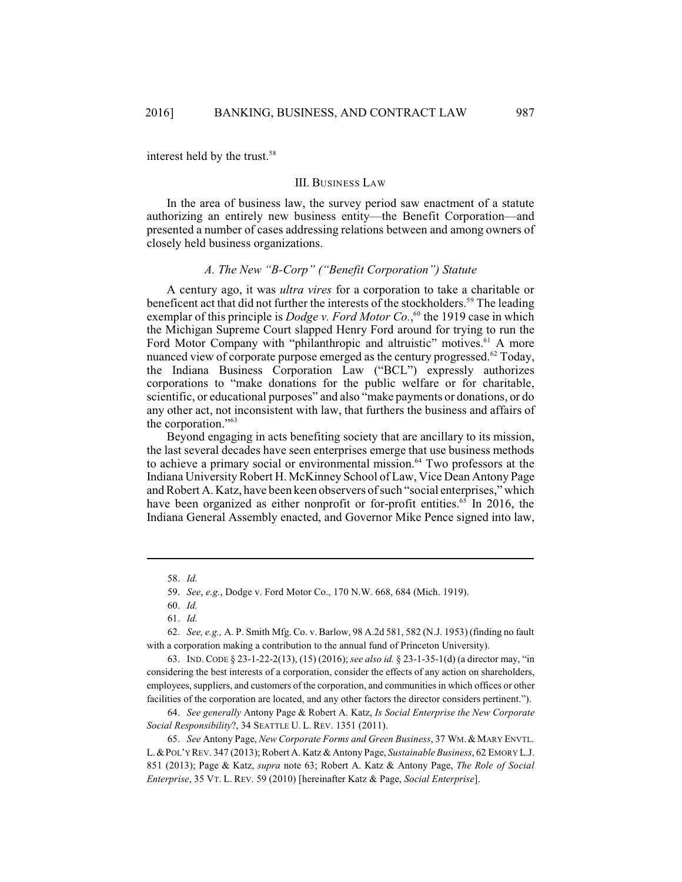interest held by the trust.[58]

## III. Business Law

In the area of business law, the survey period saw enactment of a statute authorizing an entirely new business entity—the Benefit Corporation—and presented a number of cases addressing relations between and among owners of closely held business organizations.

### *A. The New "B-Corp" ("Benefit Corporation") Statute*

A century ago, it was *ultra vires* for a corporation to take a charitable or beneficent act that did not further the interests of the stockholders.[59] The leading exemplar of this principle is *Dodge v. Ford Motor Co.*,[60] the 1919 case in which the Michigan Supreme Court slapped Henry Ford around for trying to run the Ford Motor Company with "philanthropic and altruistic" motives.[61] A more nuanced view of corporate purpose emerged as the century progressed.[62] Today, the Indiana Business Corporation Law ("BCL") expressly authorizes corporations to "make donations for the public welfare or for charitable, scientific, or educational purposes" and also "make payments or donations, or do any other act, not inconsistent with law, that furthers the business and affairs of the corporation."[63]

Beyond engaging in acts benefiting society that are ancillary to its mission, the last several decades have seen enterprises emerge that use business methods to achieve a primary social or environmental mission.[64] Two professors at the Indiana University Robert H. McKinney School of Law, Vice Dean Antony Page and Robert A. Katz, have been keen observers of such "social enterprises," which have been organized as either nonprofit or for-profit entities.[65] In 2016, the Indiana General Assembly enacted, and Governor Mike Pence signed into law,

---

58. *Id.*

59. *See*, *e.g.*, Dodge v. Ford Motor Co., 170 N.W. 668, 684 (Mich. 1919).

60. *Id.*

61. *Id.*

62. *See, e.g.,* A. P. Smith Mfg. Co. v. Barlow, 98 A.2d 581, 582 (N.J. 1953) (finding no fault with a corporation making a contribution to the annual fund of Princeton University).

63. IND. CODE § 23-1-22-2(13), (15) (2016); *see also id.* § 23-1-35-1(d) (a director may, "in considering the best interests of a corporation, consider the effects of any action on shareholders, employees, suppliers, and customers of the corporation, and communities in which offices or other facilities of the corporation are located, and any other factors the director considers pertinent.").

64. *See generally* Antony Page & Robert A. Katz, *Is Social Enterprise the New Corporate Social Responsibility*?, 34 SEATTLE U. L. REV. 1351 (2011).

65. *See* Antony Page, *New Corporate Forms and Green Business*, 37 WM. & MARY ENVTL. L. & POL'Y REV. 347 (2013); Robert A. Katz & Antony Page, *Sustainable Business*, 62 EMORY L.J. 851 (2013); Page & Katz, *supra* note 63; Robert A. Katz & Antony Page, *The Role of Social Enterprise*, 35 VT. L. REV. 59 (2010) [hereinafter Katz & Page, *Social Enterprise*].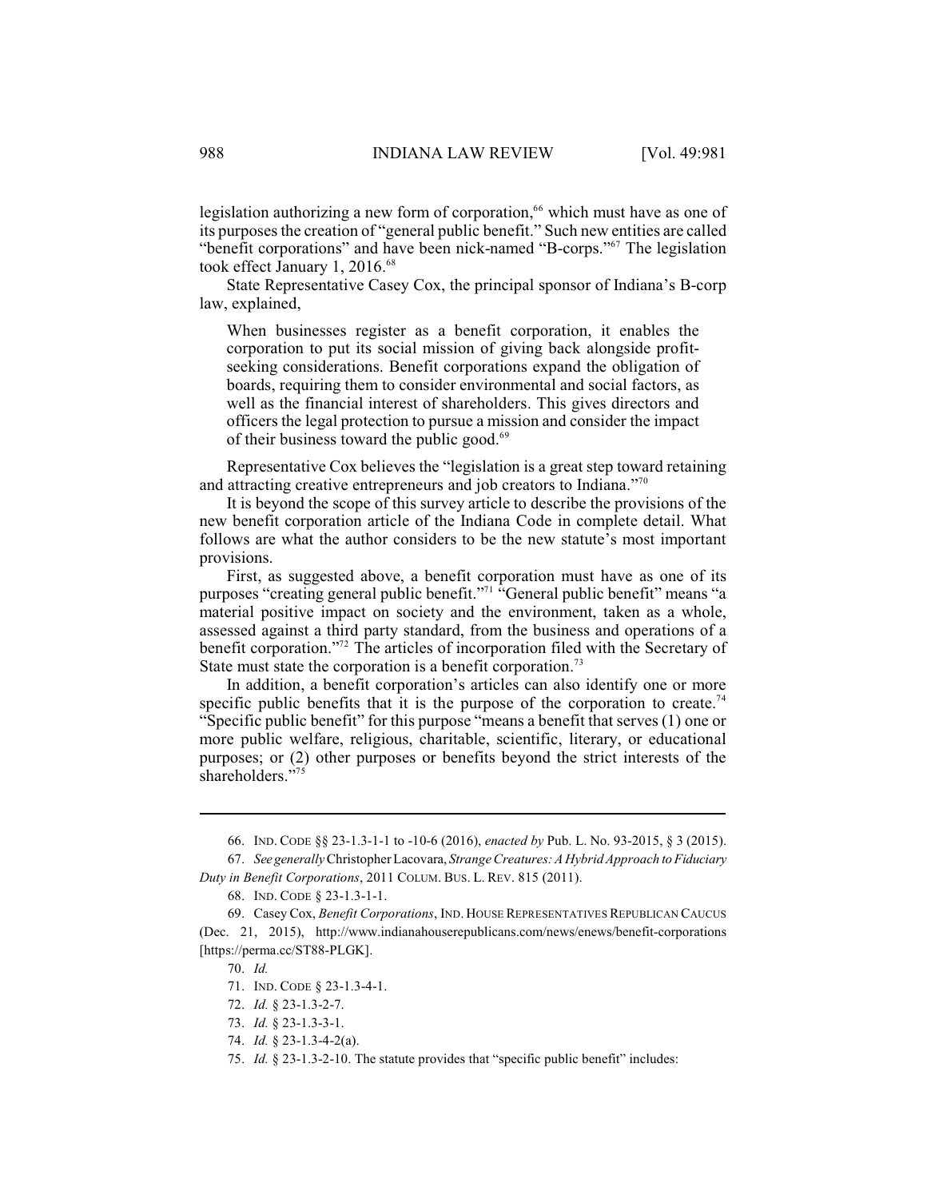legislation authorizing a new form of corporation,[66] which must have as one of its purposes the creation of "general public benefit." Such new entities are called "benefit corporations" and have been nick-named "B-corps."[67] The legislation took effect January 1, 2016.[68]

State Representative Casey Cox, the principal sponsor of Indiana's B-corp law, explained,

> When businesses register as a benefit corporation, it enables the corporation to put its social mission of giving back alongside profit-seeking considerations. Benefit corporations expand the obligation of boards, requiring them to consider environmental and social factors, as well as the financial interest of shareholders. This gives directors and officers the legal protection to pursue a mission and consider the impact of their business toward the public good.[69]

Representative Cox believes the "legislation is a great step toward retaining and attracting creative entrepreneurs and job creators to Indiana."[70]

It is beyond the scope of this survey article to describe the provisions of the new benefit corporation article of the Indiana Code in complete detail. What follows are what the author considers to be the new statute's most important provisions.

First, as suggested above, a benefit corporation must have as one of its purposes "creating general public benefit."[71] "General public benefit" means "a material positive impact on society and the environment, taken as a whole, assessed against a third party standard, from the business and operations of a benefit corporation."[72] The articles of incorporation filed with the Secretary of State must state the corporation is a benefit corporation.[73]

In addition, a benefit corporation's articles can also identify one or more specific public benefits that it is the purpose of the corporation to create.[74] "Specific public benefit" for this purpose "means a benefit that serves (1) one or more public welfare, religious, charitable, scientific, literary, or educational purposes; or (2) other purposes or benefits beyond the strict interests of the shareholders."[75]

---

66. IND. CODE §§ 23-1.3-1-1 to -10-6 (2016), *enacted by* Pub. L. No. 93-2015, § 3 (2015).

67. *See generally* Christopher Lacovara, *Strange Creatures: A Hybrid Approach to Fiduciary Duty in Benefit Corporations*, 2011 COLUM. BUS. L. REV. 815 (2011).

68. IND. CODE § 23-1.3-1-1.

69. Casey Cox, *Benefit Corporations*, IND. HOUSE REPRESENTATIVES REPUBLICAN CAUCUS (Dec. 21, 2015), http://www.indianahouserepublicans.com/news/enews/benefit-corporations [https://perma.cc/ST88-PLGK].

70. *Id.*

71. IND. CODE § 23-1.3-4-1.

72. *Id.* § 23-1.3-2-7.

73. *Id.* § 23-1.3-3-1.

74. *Id.* § 23-1.3-4-2(a).

75. *Id.* § 23-1.3-2-10. The statute provides that "specific public benefit" includes: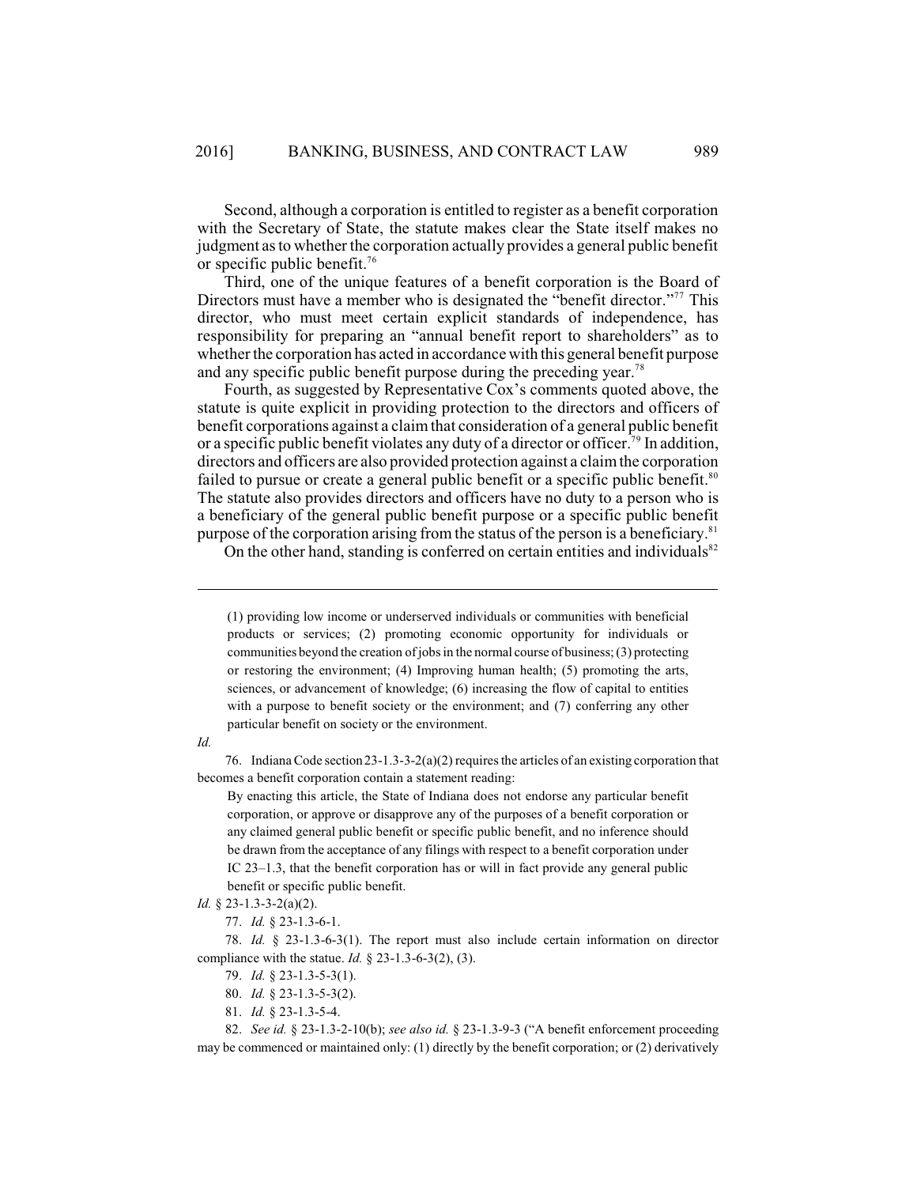Second, although a corporation is entitled to register as a benefit corporation with the Secretary of State, the statute makes clear the State itself makes no judgment as to whether the corporation actually provides a general public benefit or specific public benefit.[76]

Third, one of the unique features of a benefit corporation is the Board of Directors must have a member who is designated the "benefit director."[77] This director, who must meet certain explicit standards of independence, has responsibility for preparing an "annual benefit report to shareholders" as to whether the corporation has acted in accordance with this general benefit purpose and any specific public benefit purpose during the preceding year.[78]

Fourth, as suggested by Representative Cox's comments quoted above, the statute is quite explicit in providing protection to the directors and officers of benefit corporations against a claim that consideration of a general public benefit or a specific public benefit violates any duty of a director or officer.[79] In addition, directors and officers are also provided protection against a claim the corporation failed to pursue or create a general public benefit or a specific public benefit.[80] The statute also provides directors and officers have no duty to a person who is a beneficiary of the general public benefit purpose or a specific public benefit purpose of the corporation arising from the status of the person is a beneficiary.[81]

On the other hand, standing is conferred on certain entities and individuals[82]

---

> (1) providing low income or underserved individuals or communities with beneficial products or services; (2) promoting economic opportunity for individuals or communities beyond the creation of jobs in the normal course of business; (3) protecting or restoring the environment; (4) Improving human health; (5) promoting the arts, sciences, or advancement of knowledge; (6) increasing the flow of capital to entities with a purpose to benefit society or the environment; and (7) conferring any other particular benefit on society or the environment.

*Id.*

76. Indiana Code section 23-1.3-3-2(a)(2) requires the articles of an existing corporation that becomes a benefit corporation contain a statement reading:

> By enacting this article, the State of Indiana does not endorse any particular benefit corporation, or approve or disapprove any of the purposes of a benefit corporation or any claimed general public benefit or specific public benefit, and no inference should be drawn from the acceptance of any filings with respect to a benefit corporation under IC 23–1.3, that the benefit corporation has or will in fact provide any general public benefit or specific public benefit.

*Id.* § 23-1.3-3-2(a)(2).

77. *Id.* § 23-1.3-6-1.

78. *Id.* § 23-1.3-6-3(1). The report must also include certain information on director compliance with the statue. *Id.* § 23-1.3-6-3(2), (3).

79. *Id.* § 23-1.3-5-3(1).

80. *Id.* § 23-1.3-5-3(2).

81. *Id.* § 23-1.3-5-4.

82. *See id.* § 23-1.3-2-10(b); *see also id.* § 23-1.3-9-3 ("A benefit enforcement proceeding may be commenced or maintained only: (1) directly by the benefit corporation; or (2) derivatively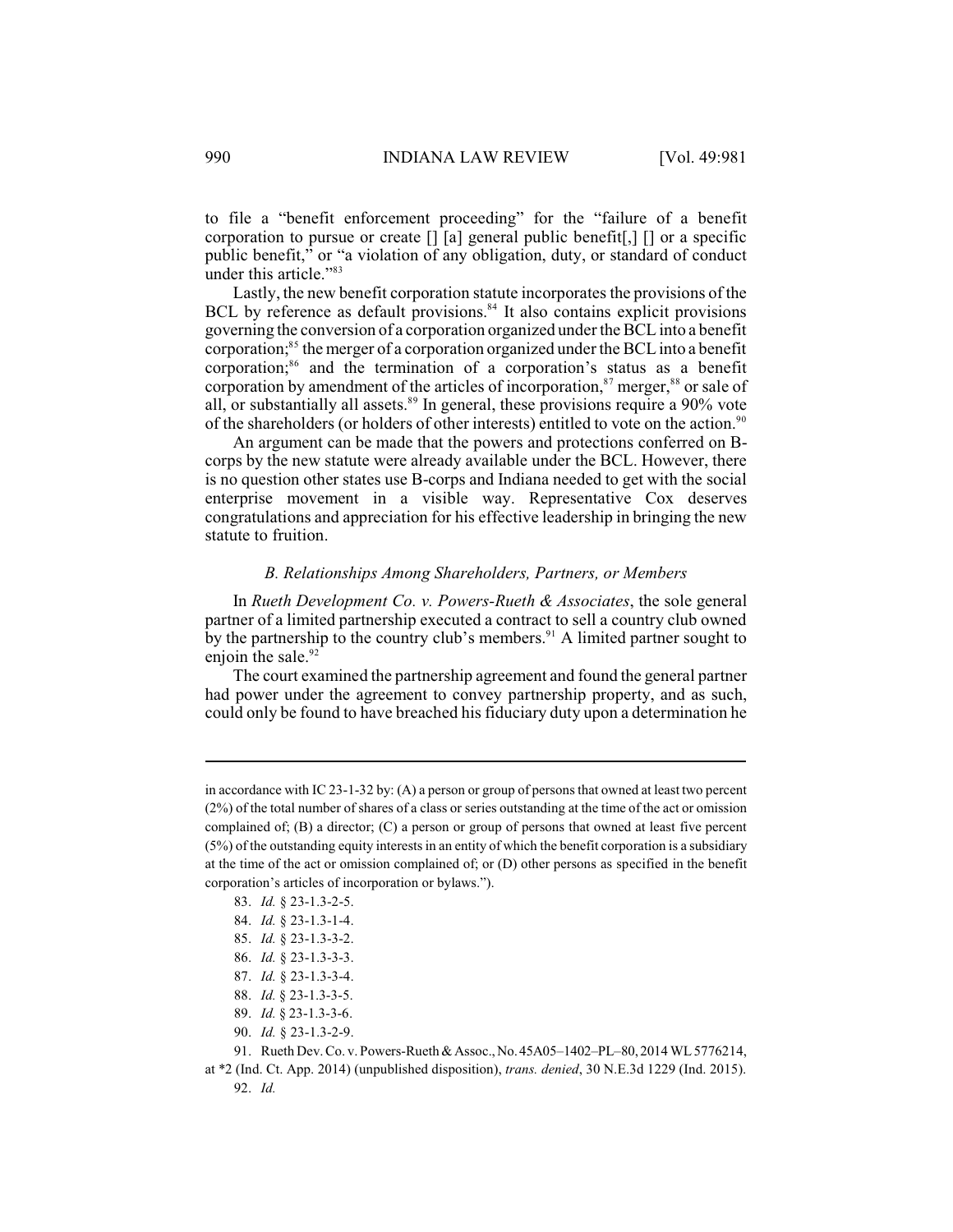to file a "benefit enforcement proceeding" for the "failure of a benefit corporation to pursue or create [] [a] general public benefit[,] [] or a specific public benefit," or "a violation of any obligation, duty, or standard of conduct under this article."[83]

Lastly, the new benefit corporation statute incorporates the provisions of the BCL by reference as default provisions.[84] It also contains explicit provisions governing the conversion of a corporation organized under the BCL into a benefit corporation;[85] the merger of a corporation organized under the BCL into a benefit corporation;[86] and the termination of a corporation's status as a benefit corporation by amendment of the articles of incorporation,[87] merger,[88] or sale of all, or substantially all assets.[89] In general, these provisions require a 90% vote of the shareholders (or holders of other interests) entitled to vote on the action.[90]

An argument can be made that the powers and protections conferred on B-corps by the new statute were already available under the BCL. However, there is no question other states use B-corps and Indiana needed to get with the social enterprise movement in a visible way. Representative Cox deserves congratulations and appreciation for his effective leadership in bringing the new statute to fruition.

### *B. Relationships Among Shareholders, Partners, or Members*

In *Rueth Development Co. v. Powers-Rueth & Associates*, the sole general partner of a limited partnership executed a contract to sell a country club owned by the partnership to the country club's members.[91] A limited partner sought to enjoin the sale.[92]

The court examined the partnership agreement and found the general partner had power under the agreement to convey partnership property, and as such, could only be found to have breached his fiduciary duty upon a determination he

---

in accordance with IC 23-1-32 by: (A) a person or group of persons that owned at least two percent (2%) of the total number of shares of a class or series outstanding at the time of the act or omission complained of; (B) a director; (C) a person or group of persons that owned at least five percent (5%) of the outstanding equity interests in an entity of which the benefit corporation is a subsidiary at the time of the act or omission complained of; or (D) other persons as specified in the benefit corporation's articles of incorporation or bylaws.").

83. *Id.* § 23-1.3-2-5.

84. *Id.* § 23-1.3-1-4.

85. *Id.* § 23-1.3-3-2.

86. *Id.* § 23-1.3-3-3.

87. *Id.* § 23-1.3-3-4.

88. *Id.* § 23-1.3-3-5.

89. *Id.* § 23-1.3-3-6.

90. *Id.* § 23-1.3-2-9.

91. Rueth Dev. Co. v. Powers-Rueth & Assoc., No. 45A05–1402–PL–80, 2014 WL 5776214, at *2 (Ind. Ct. App. 2014) (unpublished disposition), *trans. denied*, 30 N.E.3d 1229 (Ind. 2015).

92. *Id.*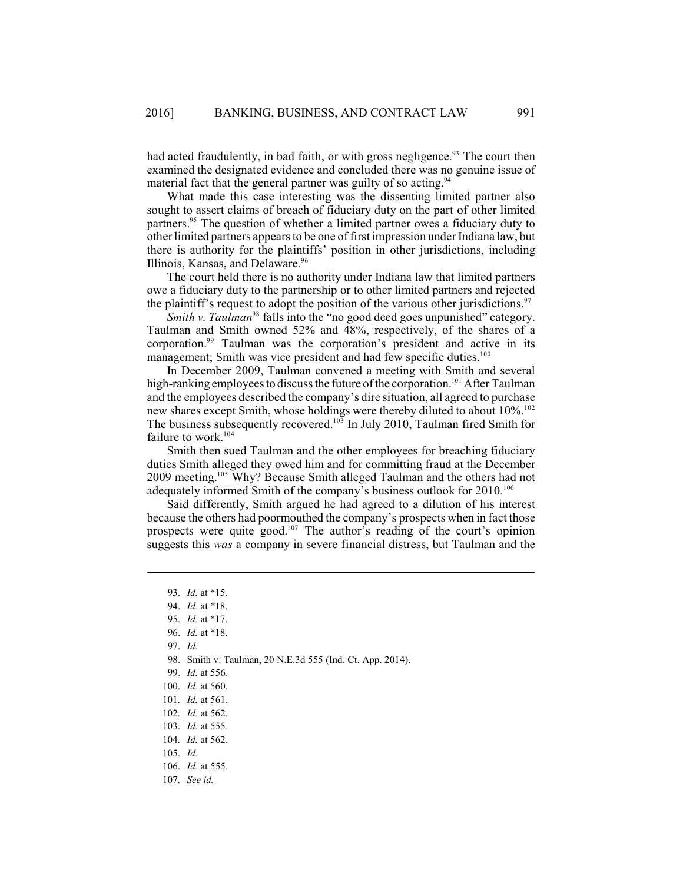had acted fraudulently, in bad faith, or with gross negligence.[93] The court then examined the designated evidence and concluded there was no genuine issue of material fact that the general partner was guilty of so acting.[94]

What made this case interesting was the dissenting limited partner also sought to assert claims of breach of fiduciary duty on the part of other limited partners.[95] The question of whether a limited partner owes a fiduciary duty to other limited partners appears to be one of first impression under Indiana law, but there is authority for the plaintiffs' position in other jurisdictions, including Illinois, Kansas, and Delaware.[96]

The court held there is no authority under Indiana law that limited partners owe a fiduciary duty to the partnership or to other limited partners and rejected the plaintiff's request to adopt the position of the various other jurisdictions.[97]

*Smith v. Taulman*[98] falls into the "no good deed goes unpunished" category. Taulman and Smith owned 52% and 48%, respectively, of the shares of a corporation.[99] Taulman was the corporation's president and active in its management; Smith was vice president and had few specific duties.[100]

In December 2009, Taulman convened a meeting with Smith and several high-ranking employees to discuss the future of the corporation.[101] After Taulman and the employees described the company's dire situation, all agreed to purchase new shares except Smith, whose holdings were thereby diluted to about 10%.[102] The business subsequently recovered.[103] In July 2010, Taulman fired Smith for failure to work.[104]

Smith then sued Taulman and the other employees for breaching fiduciary duties Smith alleged they owed him and for committing fraud at the December 2009 meeting.[105] Why? Because Smith alleged Taulman and the others had not adequately informed Smith of the company's business outlook for 2010.[106]

Said differently, Smith argued he had agreed to a dilution of his interest because the others had poormouthed the company's prospects when in fact those prospects were quite good.[107] The author's reading of the court's opinion suggests this *was* a company in severe financial distress, but Taulman and the

---

93. *Id.* at *15.
94. *Id.* at *18.
95. *Id.* at *17.
96. *Id.* at *18.
97. *Id.*
98. Smith v. Taulman, 20 N.E.3d 555 (Ind. Ct. App. 2014).
99. *Id.* at 556.
100. *Id.* at 560.
101. *Id.* at 561.
102. *Id.* at 562.
103. *Id.* at 555.
104. *Id.* at 562.
105. *Id.*
106. *Id.* at 555.
107. *See id.*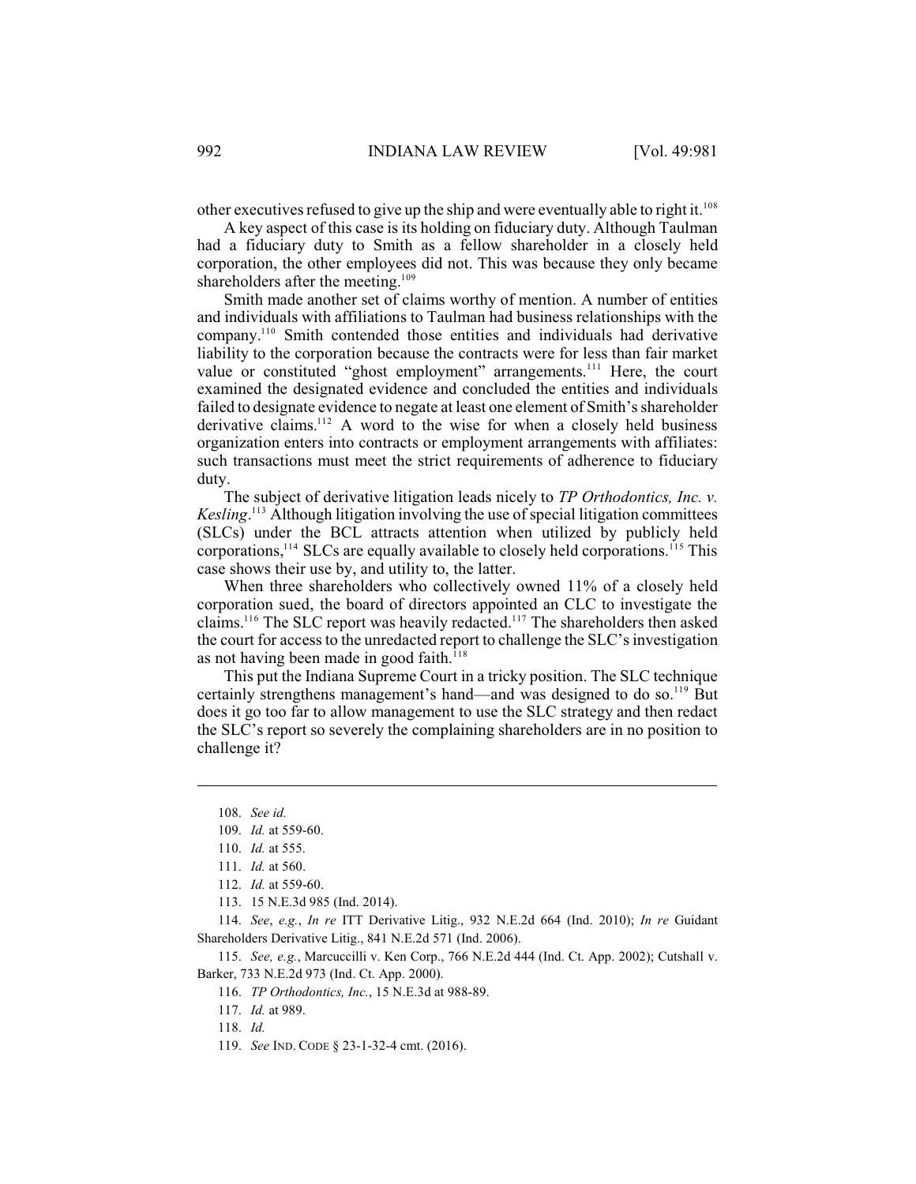other executives refused to give up the ship and were eventually able to right it.[108]

A key aspect of this case is its holding on fiduciary duty. Although Taulman had a fiduciary duty to Smith as a fellow shareholder in a closely held corporation, the other employees did not. This was because they only became shareholders after the meeting.[109]

Smith made another set of claims worthy of mention. A number of entities and individuals with affiliations to Taulman had business relationships with the company.[110] Smith contended those entities and individuals had derivative liability to the corporation because the contracts were for less than fair market value or constituted "ghost employment" arrangements.[111] Here, the court examined the designated evidence and concluded the entities and individuals failed to designate evidence to negate at least one element of Smith's shareholder derivative claims.[112] A word to the wise for when a closely held business organization enters into contracts or employment arrangements with affiliates: such transactions must meet the strict requirements of adherence to fiduciary duty.

The subject of derivative litigation leads nicely to *TP Orthodontics, Inc. v. Kesling*.[113] Although litigation involving the use of special litigation committees (SLCs) under the BCL attracts attention when utilized by publicly held corporations,[114] SLCs are equally available to closely held corporations.[115] This case shows their use by, and utility to, the latter.

When three shareholders who collectively owned 11% of a closely held corporation sued, the board of directors appointed an CLC to investigate the claims.[116] The SLC report was heavily redacted.[117] The shareholders then asked the court for access to the unredacted report to challenge the SLC's investigation as not having been made in good faith.[118]

This put the Indiana Supreme Court in a tricky position. The SLC technique certainly strengthens management's hand—and was designed to do so.[119] But does it go too far to allow management to use the SLC strategy and then redact the SLC's report so severely the complaining shareholders are in no position to challenge it?

---

108. *See id.*

109. *Id.* at 559-60.

110. *Id.* at 555.

111. *Id.* at 560.

112. *Id.* at 559-60.

113. 15 N.E.3d 985 (Ind. 2014).

114. *See*, *e.g.*, *In re* ITT Derivative Litig., 932 N.E.2d 664 (Ind. 2010); *In re* Guidant Shareholders Derivative Litig., 841 N.E.2d 571 (Ind. 2006).

115. *See, e.g.*, Marcuccilli v. Ken Corp., 766 N.E.2d 444 (Ind. Ct. App. 2002); Cutshall v. Barker, 733 N.E.2d 973 (Ind. Ct. App. 2000).

116. *TP Orthodontics, Inc.*, 15 N.E.3d at 988-89.

117. *Id.* at 989.

118. *Id.*

119. *See* IND. CODE § 23-1-32-4 cmt. (2016).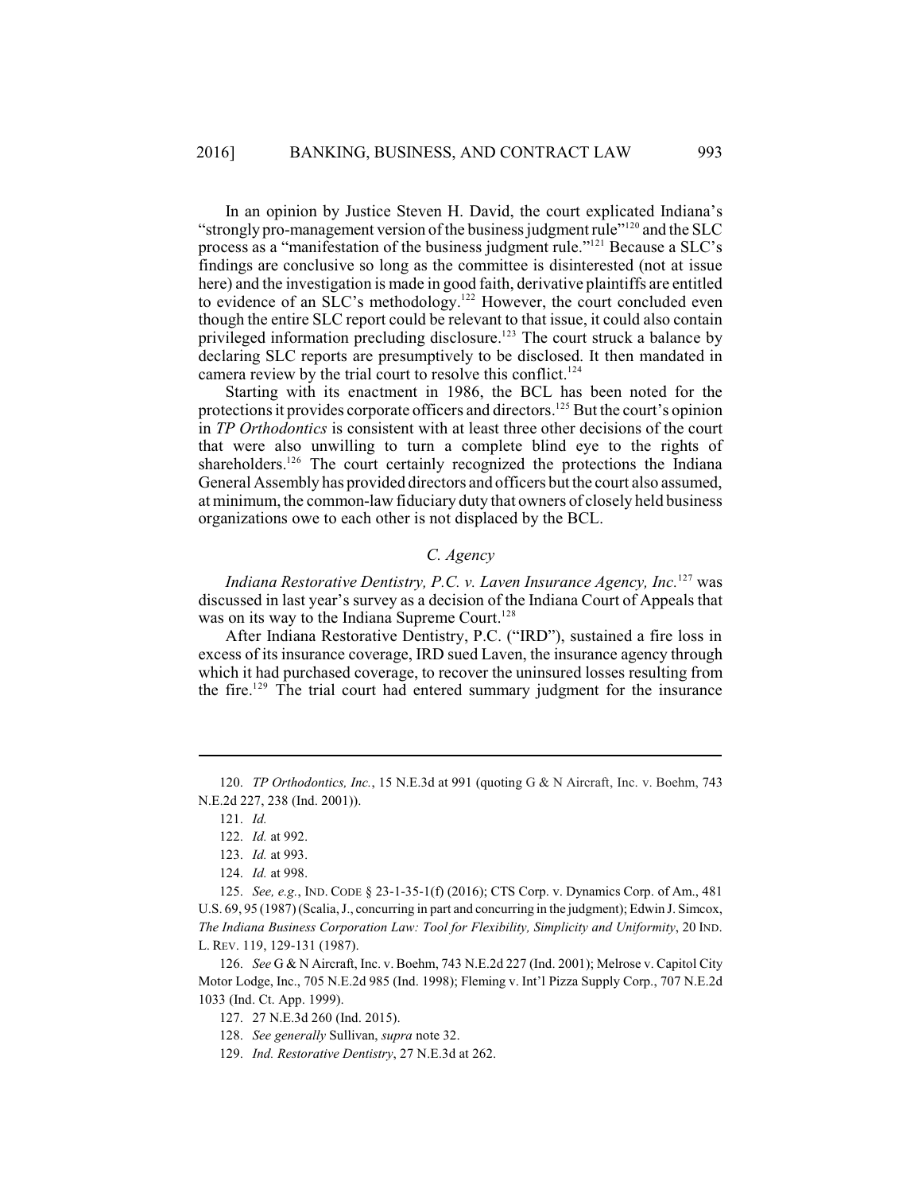In an opinion by Justice Steven H. David, the court explicated Indiana's "strongly pro-management version of the business judgment rule"[120] and the SLC process as a "manifestation of the business judgment rule."[121] Because a SLC's findings are conclusive so long as the committee is disinterested (not at issue here) and the investigation is made in good faith, derivative plaintiffs are entitled to evidence of an SLC's methodology.[122] However, the court concluded even though the entire SLC report could be relevant to that issue, it could also contain privileged information precluding disclosure.[123] The court struck a balance by declaring SLC reports are presumptively to be disclosed. It then mandated in camera review by the trial court to resolve this conflict.[124]

Starting with its enactment in 1986, the BCL has been noted for the protections it provides corporate officers and directors.[125] But the court's opinion in *TP Orthodontics* is consistent with at least three other decisions of the court that were also unwilling to turn a complete blind eye to the rights of shareholders.[126] The court certainly recognized the protections the Indiana General Assembly has provided directors and officers but the court also assumed, at minimum, the common-law fiduciary duty that owners of closely held business organizations owe to each other is not displaced by the BCL.

### *C. Agency*

*Indiana Restorative Dentistry, P.C. v. Laven Insurance Agency, Inc.*[127] was discussed in last year's survey as a decision of the Indiana Court of Appeals that was on its way to the Indiana Supreme Court.[128]

After Indiana Restorative Dentistry, P.C. ("IRD"), sustained a fire loss in excess of its insurance coverage, IRD sued Laven, the insurance agency through which it had purchased coverage, to recover the uninsured losses resulting from the fire.[129] The trial court had entered summary judgment for the insurance

---

120. *TP Orthodontics, Inc.*, 15 N.E.3d at 991 (quoting G & N Aircraft, Inc. v. Boehm, 743 N.E.2d 227, 238 (Ind. 2001)).

121. *Id.*

122. *Id.* at 992.

123. *Id.* at 993.

124. *Id.* at 998.

125. *See, e.g.*, IND. CODE § 23-1-35-1(f) (2016); CTS Corp. v. Dynamics Corp. of Am., 481 U.S. 69, 95 (1987) (Scalia, J., concurring in part and concurring in the judgment); Edwin J. Simcox, *The Indiana Business Corporation Law: Tool for Flexibility, Simplicity and Uniformity*, 20 IND. L. REV. 119, 129-131 (1987).

126. *See* G & N Aircraft, Inc. v. Boehm, 743 N.E.2d 227 (Ind. 2001); Melrose v. Capitol City Motor Lodge, Inc., 705 N.E.2d 985 (Ind. 1998); Fleming v. Int'l Pizza Supply Corp., 707 N.E.2d 1033 (Ind. Ct. App. 1999).

127. 27 N.E.3d 260 (Ind. 2015).

128. *See generally* Sullivan, *supra* note 32.

129. *Ind. Restorative Dentistry*, 27 N.E.3d at 262.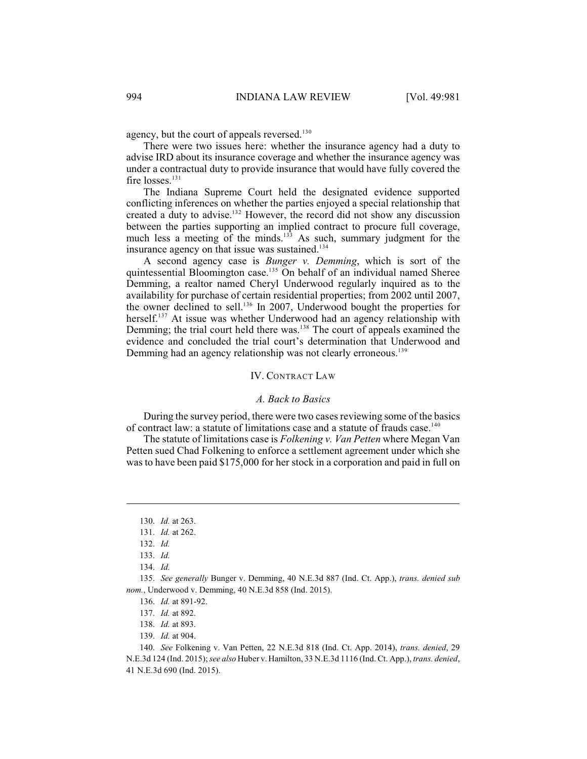agency, but the court of appeals reversed.[130]

There were two issues here: whether the insurance agency had a duty to advise IRD about its insurance coverage and whether the insurance agency was under a contractual duty to provide insurance that would have fully covered the fire losses.[131]

The Indiana Supreme Court held the designated evidence supported conflicting inferences on whether the parties enjoyed a special relationship that created a duty to advise.[132] However, the record did not show any discussion between the parties supporting an implied contract to procure full coverage, much less a meeting of the minds.[133] As such, summary judgment for the insurance agency on that issue was sustained.[134]

A second agency case is *Bunger v. Demming*, which is sort of the quintessential Bloomington case.[135] On behalf of an individual named Sheree Demming, a realtor named Cheryl Underwood regularly inquired as to the availability for purchase of certain residential properties; from 2002 until 2007, the owner declined to sell.[136] In 2007, Underwood bought the properties for herself.[137] At issue was whether Underwood had an agency relationship with Demming; the trial court held there was.[138] The court of appeals examined the evidence and concluded the trial court's determination that Underwood and Demming had an agency relationship was not clearly erroneous.[139]

## IV. Contract Law

### *A. Back to Basics*

During the survey period, there were two cases reviewing some of the basics of contract law: a statute of limitations case and a statute of frauds case.[140]

The statute of limitations case is *Folkening v. Van Petten* where Megan Van Petten sued Chad Folkening to enforce a settlement agreement under which she was to have been paid $175,000 for her stock in a corporation and paid in full on

---

130. *Id.* at 263.

131. *Id.* at 262.

132. *Id.*

133. *Id.*

134. *Id.*

135. *See generally* Bunger v. Demming, 40 N.E.3d 887 (Ind. Ct. App.), *trans. denied sub nom.*, Underwood v. Demming, 40 N.E.3d 858 (Ind. 2015).

136. *Id.* at 891-92.

137. *Id.* at 892.

138. *Id.* at 893.

139. *Id.* at 904.

140. *See* Folkening v. Van Petten, 22 N.E.3d 818 (Ind. Ct. App. 2014), *trans. denied*, 29 N.E.3d 124 (Ind. 2015); *see also* Huber v. Hamilton, 33 N.E.3d 1116 (Ind. Ct. App.), *trans. denied*, 41 N.E.3d 690 (Ind. 2015).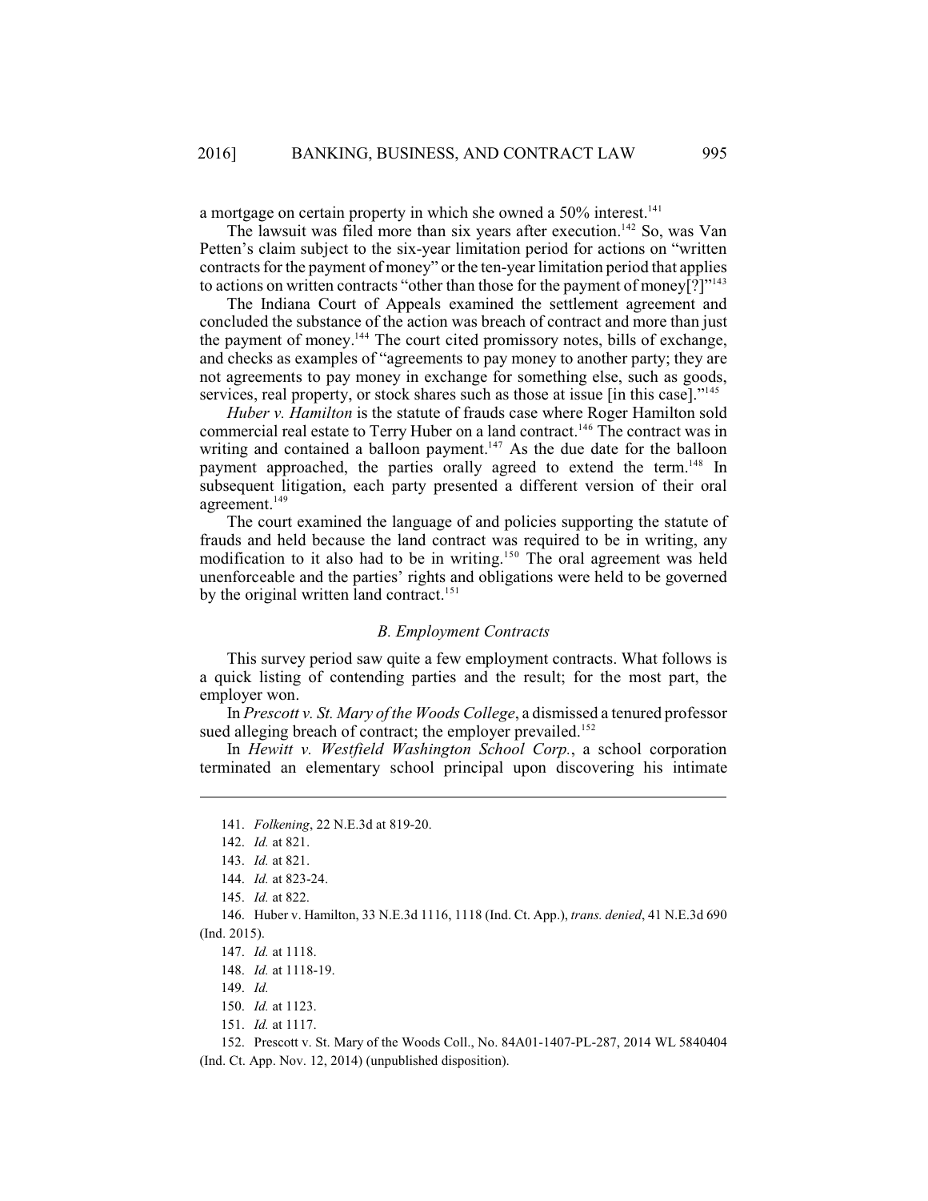a mortgage on certain property in which she owned a 50% interest.[141]

The lawsuit was filed more than six years after execution.[142] So, was Van Petten's claim subject to the six-year limitation period for actions on "written contracts for the payment of money" or the ten-year limitation period that applies to actions on written contracts "other than those for the payment of money[?]"[143]

The Indiana Court of Appeals examined the settlement agreement and concluded the substance of the action was breach of contract and more than just the payment of money.[144] The court cited promissory notes, bills of exchange, and checks as examples of "agreements to pay money to another party; they are not agreements to pay money in exchange for something else, such as goods, services, real property, or stock shares such as those at issue [in this case]."[145]

*Huber v. Hamilton* is the statute of frauds case where Roger Hamilton sold commercial real estate to Terry Huber on a land contract.[146] The contract was in writing and contained a balloon payment.[147] As the due date for the balloon payment approached, the parties orally agreed to extend the term.[148] In subsequent litigation, each party presented a different version of their oral agreement.[149]

The court examined the language of and policies supporting the statute of frauds and held because the land contract was required to be in writing, any modification to it also had to be in writing.[150] The oral agreement was held unenforceable and the parties' rights and obligations were held to be governed by the original written land contract.[151]

### *B. Employment Contracts*

This survey period saw quite a few employment contracts. What follows is a quick listing of contending parties and the result; for the most part, the employer won.

In *Prescott v. St. Mary of the Woods College*, a dismissed a tenured professor sued alleging breach of contract; the employer prevailed.[152]

In *Hewitt v. Westfield Washington School Corp.*, a school corporation terminated an elementary school principal upon discovering his intimate

---

141. *Folkening*, 22 N.E.3d at 819-20.

142. *Id.* at 821.

143. *Id.* at 821.

144. *Id.* at 823-24.

145. *Id.* at 822.

146. Huber v. Hamilton, 33 N.E.3d 1116, 1118 (Ind. Ct. App.), *trans. denied*, 41 N.E.3d 690 (Ind. 2015).

147. *Id.* at 1118.

148. *Id.* at 1118-19.

149. *Id.*

150. *Id.* at 1123.

151. *Id.* at 1117.

152. Prescott v. St. Mary of the Woods Coll., No. 84A01-1407-PL-287, 2014 WL 5840404 (Ind. Ct. App. Nov. 12, 2014) (unpublished disposition).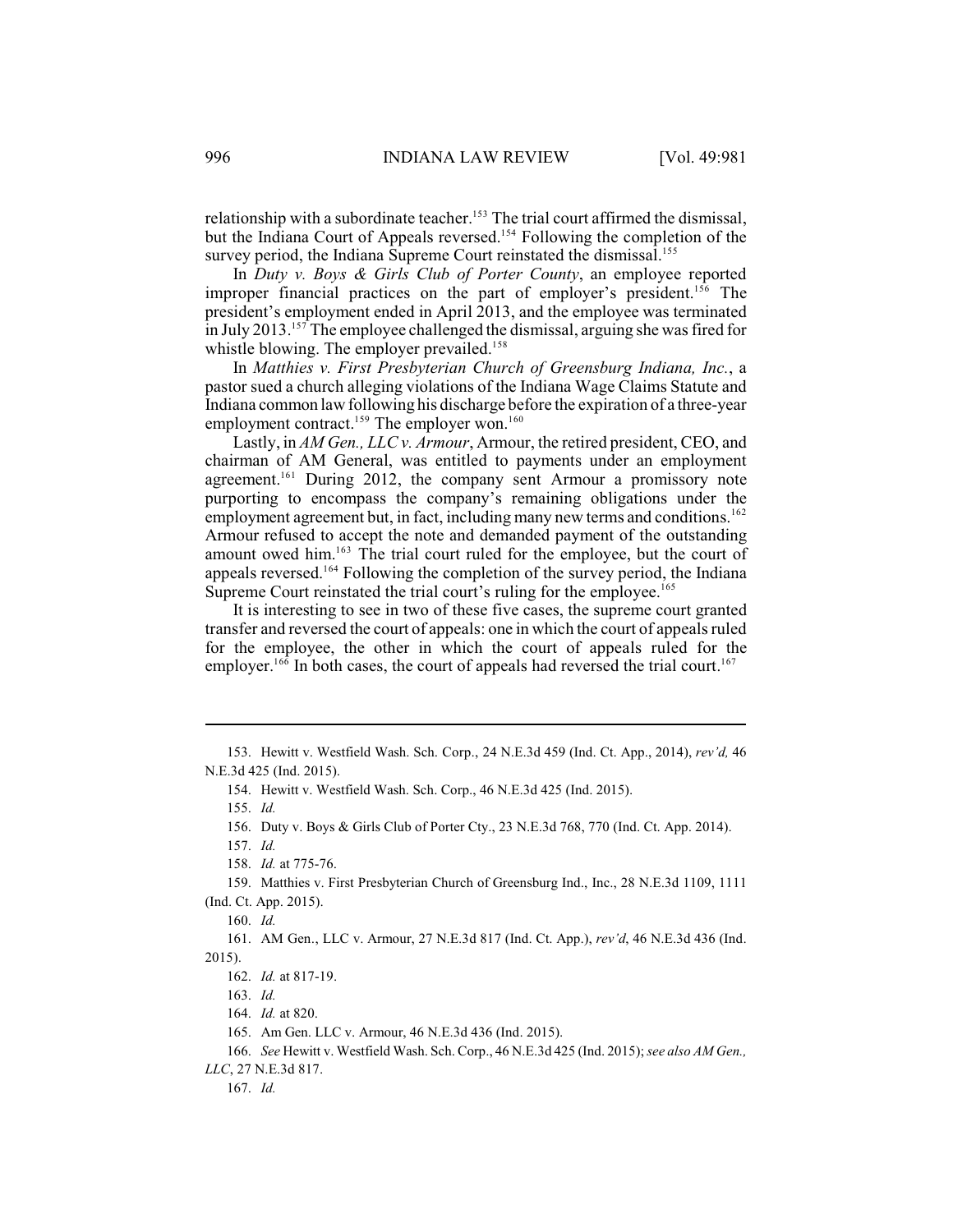relationship with a subordinate teacher.[153] The trial court affirmed the dismissal, but the Indiana Court of Appeals reversed.[154] Following the completion of the survey period, the Indiana Supreme Court reinstated the dismissal.[155]

In *Duty v. Boys & Girls Club of Porter County*, an employee reported improper financial practices on the part of employer's president.[156] The president's employment ended in April 2013, and the employee was terminated in July 2013.[157] The employee challenged the dismissal, arguing she was fired for whistle blowing. The employer prevailed.[158]

In *Matthies v. First Presbyterian Church of Greensburg Indiana, Inc.*, a pastor sued a church alleging violations of the Indiana Wage Claims Statute and Indiana common law following his discharge before the expiration of a three-year employment contract.[159] The employer won.[160]

Lastly, in *AM Gen., LLC v. Armour*, Armour, the retired president, CEO, and chairman of AM General, was entitled to payments under an employment agreement.[161] During 2012, the company sent Armour a promissory note purporting to encompass the company's remaining obligations under the employment agreement but, in fact, including many new terms and conditions.[162] Armour refused to accept the note and demanded payment of the outstanding amount owed him.[163] The trial court ruled for the employee, but the court of appeals reversed.[164] Following the completion of the survey period, the Indiana Supreme Court reinstated the trial court's ruling for the employee.[165]

It is interesting to see in two of these five cases, the supreme court granted transfer and reversed the court of appeals: one in which the court of appeals ruled for the employee, the other in which the court of appeals ruled for the employer.[166] In both cases, the court of appeals had reversed the trial court.[167]

---

153. Hewitt v. Westfield Wash. Sch. Corp., 24 N.E.3d 459 (Ind. Ct. App., 2014), *rev'd,* 46 N.E.3d 425 (Ind. 2015).

154. Hewitt v. Westfield Wash. Sch. Corp., 46 N.E.3d 425 (Ind. 2015).

155. *Id.*

156. Duty v. Boys & Girls Club of Porter Cty., 23 N.E.3d 768, 770 (Ind. Ct. App. 2014).

157. *Id.*

158. *Id.* at 775-76.

159. Matthies v. First Presbyterian Church of Greensburg Ind., Inc., 28 N.E.3d 1109, 1111 (Ind. Ct. App. 2015).

160. *Id.*

161. AM Gen., LLC v. Armour, 27 N.E.3d 817 (Ind. Ct. App.), *rev'd*, 46 N.E.3d 436 (Ind. 2015).

162. *Id.* at 817-19.

163. *Id.*

164. *Id.* at 820.

165. Am Gen. LLC v. Armour, 46 N.E.3d 436 (Ind. 2015).

166. *See* Hewitt v. Westfield Wash. Sch. Corp., 46 N.E.3d 425 (Ind. 2015); *see also AM Gen., LLC*, 27 N.E.3d 817.

167. *Id.*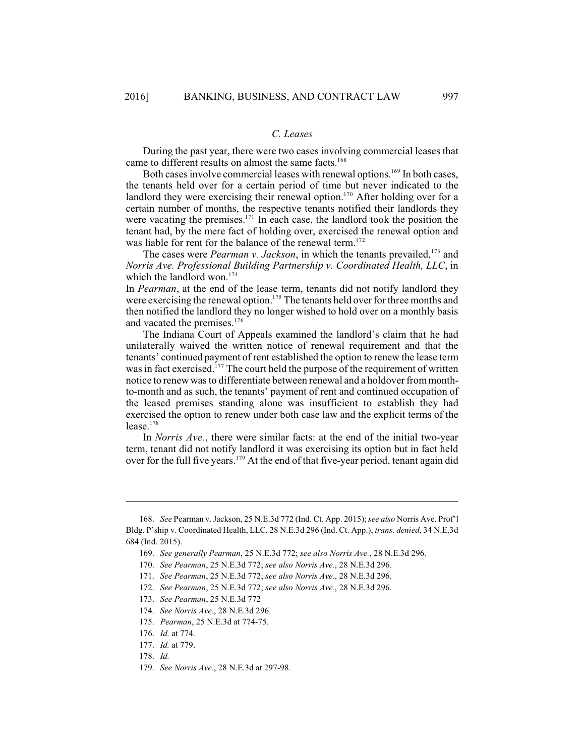### *C. Leases*

During the past year, there were two cases involving commercial leases that came to different results on almost the same facts.[168]

Both cases involve commercial leases with renewal options.[169] In both cases, the tenants held over for a certain period of time but never indicated to the landlord they were exercising their renewal option.[170] After holding over for a certain number of months, the respective tenants notified their landlords they were vacating the premises.[171] In each case, the landlord took the position the tenant had, by the mere fact of holding over, exercised the renewal option and was liable for rent for the balance of the renewal term.[172]

The cases were *Pearman v. Jackson*, in which the tenants prevailed,[173] and *Norris Ave. Professional Building Partnership v. Coordinated Health, LLC*, in which the landlord won.[174]

In *Pearman*, at the end of the lease term, tenants did not notify landlord they were exercising the renewal option.[175] The tenants held over for three months and then notified the landlord they no longer wished to hold over on a monthly basis and vacated the premises.[176]

The Indiana Court of Appeals examined the landlord's claim that he had unilaterally waived the written notice of renewal requirement and that the tenants' continued payment of rent established the option to renew the lease term was in fact exercised.[177] The court held the purpose of the requirement of written notice to renew was to differentiate between renewal and a holdover from month-to-month and as such, the tenants' payment of rent and continued occupation of the leased premises standing alone was insufficient to establish they had exercised the option to renew under both case law and the explicit terms of the lease.[178]

In *Norris Ave.*, there were similar facts: at the end of the initial two-year term, tenant did not notify landlord it was exercising its option but in fact held over for the full five years.[179] At the end of that five-year period, tenant again did

---

168. *See* Pearman v. Jackson, 25 N.E.3d 772 (Ind. Ct. App. 2015); *see also* Norris Ave. Prof'l Bldg. P'ship v. Coordinated Health, LLC, 28 N.E.3d 296 (Ind. Ct. App.), *trans. denied*, 34 N.E.3d 684 (Ind. 2015).

169. *See generally Pearman*, 25 N.E.3d 772; *see also Norris Ave.*, 28 N.E.3d 296.

170. *See Pearman*, 25 N.E.3d 772; *see also Norris Ave.*, 28 N.E.3d 296.

171. *See Pearman*, 25 N.E.3d 772; *see also Norris Ave.*, 28 N.E.3d 296.

172. *See Pearman*, 25 N.E.3d 772; *see also Norris Ave.*, 28 N.E.3d 296.

173. *See Pearman*, 25 N.E.3d 772

174. *See Norris Ave.*, 28 N.E.3d 296.

175. *Pearman*, 25 N.E.3d at 774-75.

176. *Id.* at 774.

177. *Id.* at 779.

178. *Id.*

179. *See Norris Ave.*, 28 N.E.3d at 297-98.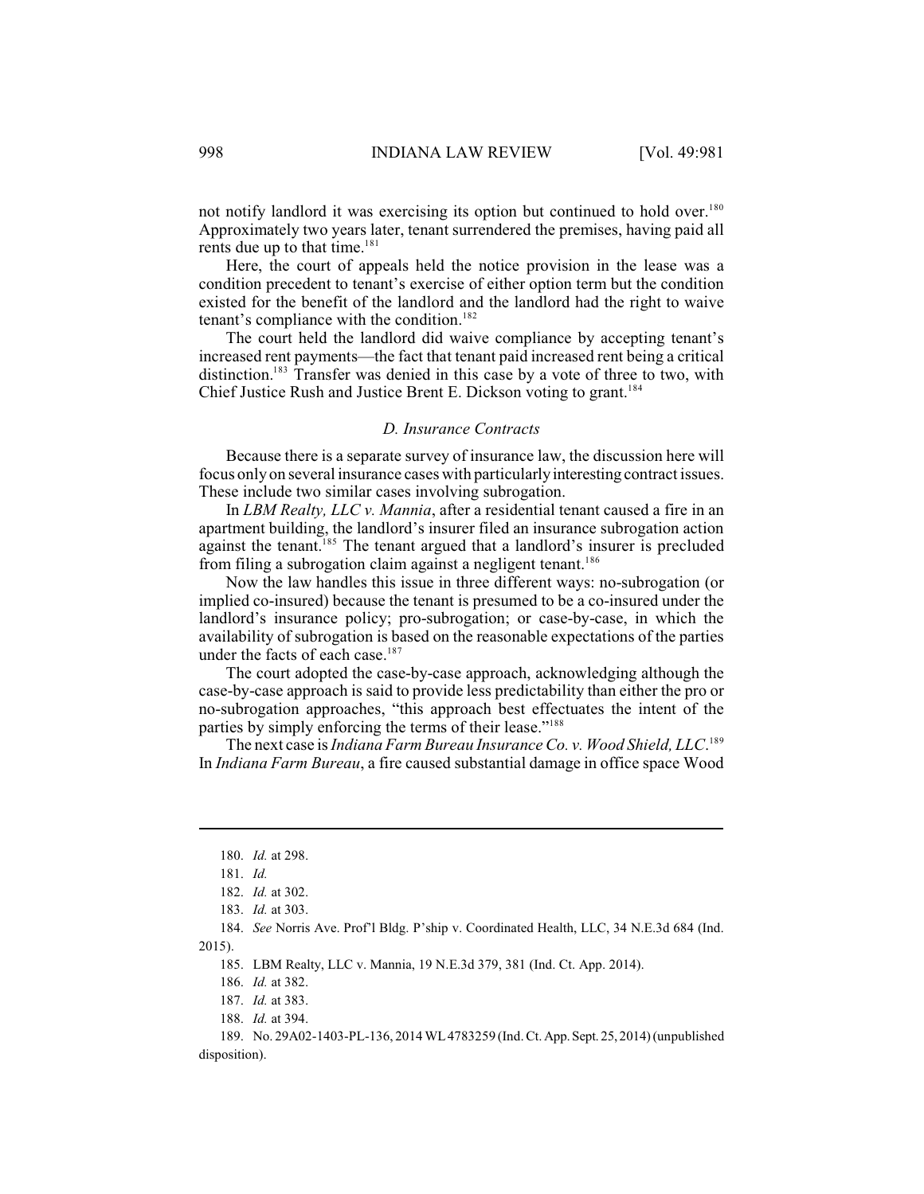not notify landlord it was exercising its option but continued to hold over.[180] Approximately two years later, tenant surrendered the premises, having paid all rents due up to that time.[181]

Here, the court of appeals held the notice provision in the lease was a condition precedent to tenant's exercise of either option term but the condition existed for the benefit of the landlord and the landlord had the right to waive tenant's compliance with the condition.[182]

The court held the landlord did waive compliance by accepting tenant's increased rent payments—the fact that tenant paid increased rent being a critical distinction.[183] Transfer was denied in this case by a vote of three to two, with Chief Justice Rush and Justice Brent E. Dickson voting to grant.[184]

### *D. Insurance Contracts*

Because there is a separate survey of insurance law, the discussion here will focus only on several insurance cases with particularly interesting contract issues. These include two similar cases involving subrogation.

In *LBM Realty, LLC v. Mannia*, after a residential tenant caused a fire in an apartment building, the landlord's insurer filed an insurance subrogation action against the tenant.[185] The tenant argued that a landlord's insurer is precluded from filing a subrogation claim against a negligent tenant.[186]

Now the law handles this issue in three different ways: no-subrogation (or implied co-insured) because the tenant is presumed to be a co-insured under the landlord's insurance policy; pro-subrogation; or case-by-case, in which the availability of subrogation is based on the reasonable expectations of the parties under the facts of each case.[187]

The court adopted the case-by-case approach, acknowledging although the case-by-case approach is said to provide less predictability than either the pro or no-subrogation approaches, "this approach best effectuates the intent of the parties by simply enforcing the terms of their lease."[188]

The next case is *Indiana Farm Bureau Insurance Co. v. Wood Shield, LLC*.[189] In *Indiana Farm Bureau*, a fire caused substantial damage in office space Wood

---

180. *Id.* at 298.

181. *Id.*

182. *Id.* at 302.

183. *Id.* at 303.

184. *See* Norris Ave. Prof'l Bldg. P'ship v. Coordinated Health, LLC, 34 N.E.3d 684 (Ind. 2015).

185. LBM Realty, LLC v. Mannia, 19 N.E.3d 379, 381 (Ind. Ct. App. 2014).

186. *Id.* at 382.

187. *Id.* at 383.

188. *Id.* at 394.

189. No. 29A02-1403-PL-136, 2014 WL 4783259 (Ind. Ct. App. Sept. 25, 2014) (unpublished disposition).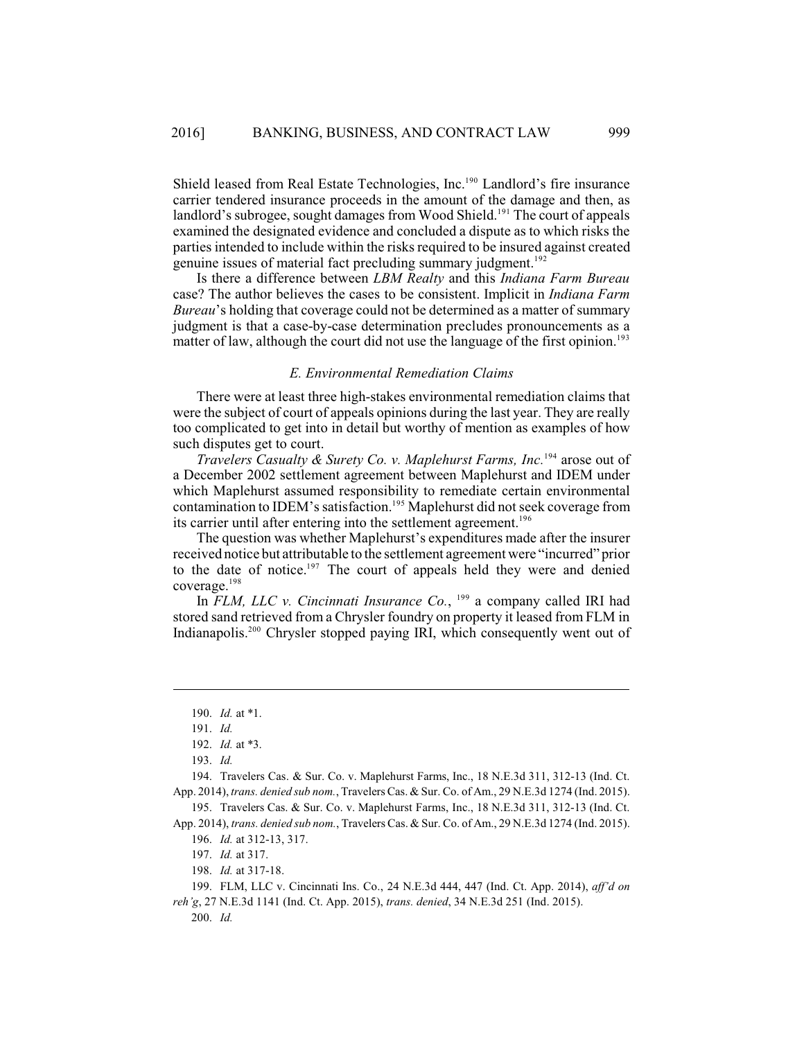Shield leased from Real Estate Technologies, Inc.[190] Landlord's fire insurance carrier tendered insurance proceeds in the amount of the damage and then, as landlord's subrogee, sought damages from Wood Shield.[191] The court of appeals examined the designated evidence and concluded a dispute as to which risks the parties intended to include within the risks required to be insured against created genuine issues of material fact precluding summary judgment.[192]

Is there a difference between *LBM Realty* and this *Indiana Farm Bureau* case? The author believes the cases to be consistent. Implicit in *Indiana Farm Bureau*'s holding that coverage could not be determined as a matter of summary judgment is that a case-by-case determination precludes pronouncements as a matter of law, although the court did not use the language of the first opinion.[193]

### *E. Environmental Remediation Claims*

There were at least three high-stakes environmental remediation claims that were the subject of court of appeals opinions during the last year. They are really too complicated to get into in detail but worthy of mention as examples of how such disputes get to court.

*Travelers Casualty & Surety Co. v. Maplehurst Farms, Inc.*[194] arose out of a December 2002 settlement agreement between Maplehurst and IDEM under which Maplehurst assumed responsibility to remediate certain environmental contamination to IDEM's satisfaction.[195] Maplehurst did not seek coverage from its carrier until after entering into the settlement agreement.[196]

The question was whether Maplehurst's expenditures made after the insurer received notice but attributable to the settlement agreement were "incurred" prior to the date of notice.[197] The court of appeals held they were and denied coverage.[198]

In *FLM, LLC v. Cincinnati Insurance Co.*, [199] a company called IRI had stored sand retrieved from a Chrysler foundry on property it leased from FLM in Indianapolis.[200] Chrysler stopped paying IRI, which consequently went out of

---

190. *Id.* at *1.

191. *Id.*

192. *Id.* at *3.

193. *Id.*

194. Travelers Cas. & Sur. Co. v. Maplehurst Farms, Inc., 18 N.E.3d 311, 312-13 (Ind. Ct. App. 2014), *trans. denied sub nom.*, Travelers Cas. & Sur. Co. of Am., 29 N.E.3d 1274 (Ind. 2015).

195. Travelers Cas. & Sur. Co. v. Maplehurst Farms, Inc., 18 N.E.3d 311, 312-13 (Ind. Ct. App. 2014), *trans. denied sub nom.*, Travelers Cas. & Sur. Co. of Am., 29 N.E.3d 1274 (Ind. 2015).

196. *Id.* at 312-13, 317.

197. *Id.* at 317.

198. *Id.* at 317-18.

199. FLM, LLC v. Cincinnati Ins. Co., 24 N.E.3d 444, 447 (Ind. Ct. App. 2014), *aff'd on reh'g*, 27 N.E.3d 1141 (Ind. Ct. App. 2015), *trans. denied*, 34 N.E.3d 251 (Ind. 2015).

200. *Id.*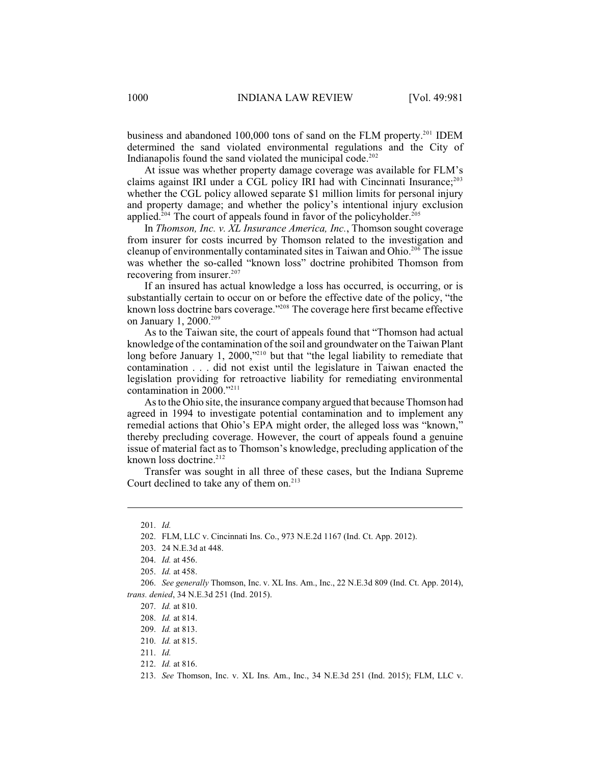business and abandoned 100,000 tons of sand on the FLM property.[201] IDEM determined the sand violated environmental regulations and the City of Indianapolis found the sand violated the municipal code.[202]

At issue was whether property damage coverage was available for FLM's claims against IRI under a CGL policy IRI had with Cincinnati Insurance;[203] whether the CGL policy allowed separate $1 million limits for personal injury and property damage; and whether the policy's intentional injury exclusion applied.[204] The court of appeals found in favor of the policyholder.[205]

In *Thomson, Inc. v. XL Insurance America, Inc.*, Thomson sought coverage from insurer for costs incurred by Thomson related to the investigation and cleanup of environmentally contaminated sites in Taiwan and Ohio.[206] The issue was whether the so-called "known loss" doctrine prohibited Thomson from recovering from insurer.[207]

If an insured has actual knowledge a loss has occurred, is occurring, or is substantially certain to occur on or before the effective date of the policy, "the known loss doctrine bars coverage."[208] The coverage here first became effective on January 1, 2000.[209]

As to the Taiwan site, the court of appeals found that "Thomson had actual knowledge of the contamination of the soil and groundwater on the Taiwan Plant long before January 1, 2000,"[210] but that "the legal liability to remediate that contamination . . . did not exist until the legislature in Taiwan enacted the legislation providing for retroactive liability for remediating environmental contamination in 2000."[211]

As to the Ohio site, the insurance company argued that because Thomson had agreed in 1994 to investigate potential contamination and to implement any remedial actions that Ohio's EPA might order, the alleged loss was "known," thereby precluding coverage. However, the court of appeals found a genuine issue of material fact as to Thomson's knowledge, precluding application of the known loss doctrine.[212]

Transfer was sought in all three of these cases, but the Indiana Supreme Court declined to take any of them on.[213]

---

201. *Id.*

202. FLM, LLC v. Cincinnati Ins. Co., 973 N.E.2d 1167 (Ind. Ct. App. 2012).

203. 24 N.E.3d at 448.

204. *Id.* at 456.

205. *Id.* at 458.

206. *See generally* Thomson, Inc. v. XL Ins. Am., Inc., 22 N.E.3d 809 (Ind. Ct. App. 2014), *trans. denied*, 34 N.E.3d 251 (Ind. 2015).

207. *Id.* at 810.

208. *Id.* at 814.

209. *Id.* at 813.

210. *Id.* at 815.

211. *Id.*

212. *Id.* at 816.

213. *See* Thomson, Inc. v. XL Ins. Am., Inc., 34 N.E.3d 251 (Ind. 2015); FLM, LLC v.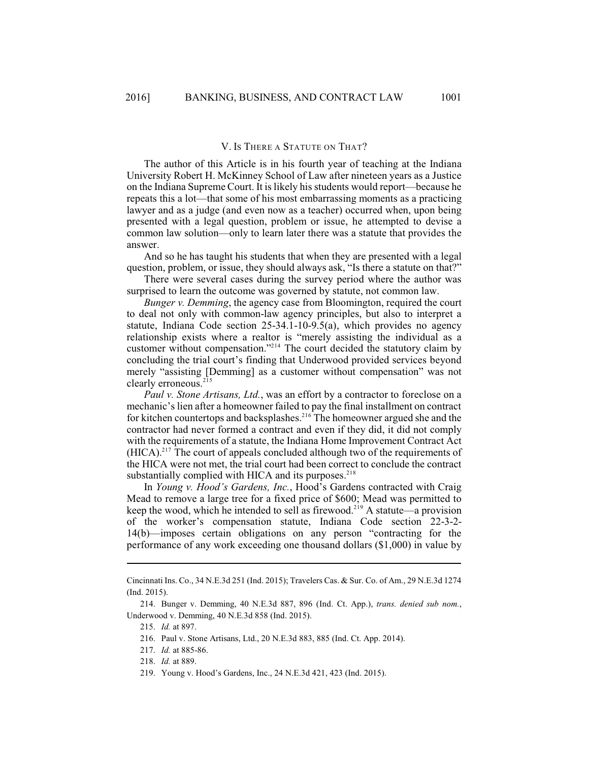## V. IS THERE A STATUTE ON THAT?

The author of this Article is in his fourth year of teaching at the Indiana University Robert H. McKinney School of Law after nineteen years as a Justice on the Indiana Supreme Court. It is likely his students would report—because he repeats this a lot—that some of his most embarrassing moments as a practicing lawyer and as a judge (and even now as a teacher) occurred when, upon being presented with a legal question, problem or issue, he attempted to devise a common law solution—only to learn later there was a statute that provides the answer.

And so he has taught his students that when they are presented with a legal question, problem, or issue, they should always ask, "Is there a statute on that?"

There were several cases during the survey period where the author was surprised to learn the outcome was governed by statute, not common law.

*Bunger v. Demming*, the agency case from Bloomington, required the court to deal not only with common-law agency principles, but also to interpret a statute, Indiana Code section 25-34.1-10-9.5(a), which provides no agency relationship exists where a realtor is "merely assisting the individual as a customer without compensation."[214] The court decided the statutory claim by concluding the trial court's finding that Underwood provided services beyond merely "assisting [Demming] as a customer without compensation" was not clearly erroneous.[215]

*Paul v. Stone Artisans, Ltd.*, was an effort by a contractor to foreclose on a mechanic's lien after a homeowner failed to pay the final installment on contract for kitchen countertops and backsplashes.[216] The homeowner argued she and the contractor had never formed a contract and even if they did, it did not comply with the requirements of a statute, the Indiana Home Improvement Contract Act (HICA).[217] The court of appeals concluded although two of the requirements of the HICA were not met, the trial court had been correct to conclude the contract substantially complied with HICA and its purposes.[218]

In *Young v. Hood's Gardens, Inc.*, Hood's Gardens contracted with Craig Mead to remove a large tree for a fixed price of $600; Mead was permitted to keep the wood, which he intended to sell as firewood.[219] A statute—a provision of the worker's compensation statute, Indiana Code section 22-3-2-14(b)—imposes certain obligations on any person "contracting for the performance of any work exceeding one thousand dollars ($1,000) in value by

---

Cincinnati Ins. Co., 34 N.E.3d 251 (Ind. 2015); Travelers Cas. & Sur. Co. of Am., 29 N.E.3d 1274 (Ind. 2015).

214. Bunger v. Demming, 40 N.E.3d 887, 896 (Ind. Ct. App.), *trans. denied sub nom.*, Underwood v. Demming, 40 N.E.3d 858 (Ind. 2015).

215. *Id.* at 897.

216. Paul v. Stone Artisans, Ltd., 20 N.E.3d 883, 885 (Ind. Ct. App. 2014).

217. *Id.* at 885-86.

218. *Id.* at 889.

219. Young v. Hood's Gardens, Inc., 24 N.E.3d 421, 423 (Ind. 2015).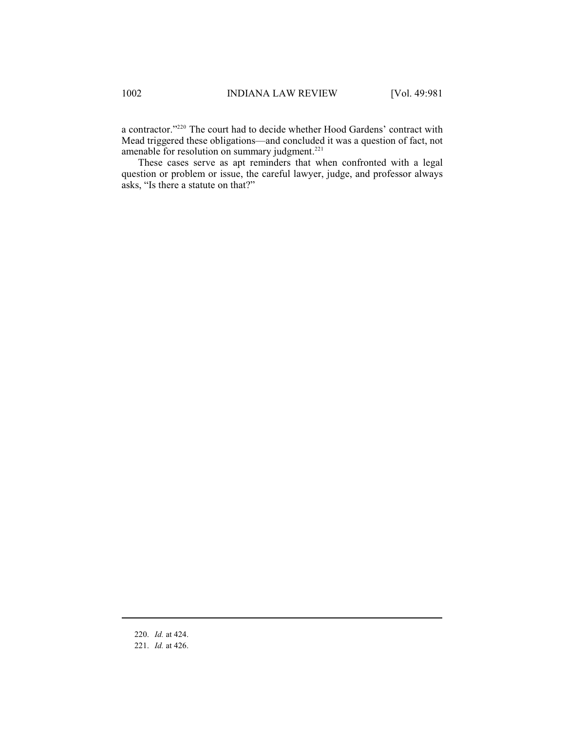a contractor."[220] The court had to decide whether Hood Gardens' contract with Mead triggered these obligations—and concluded it was a question of fact, not amenable for resolution on summary judgment.[221]

These cases serve as apt reminders that when confronted with a legal question or problem or issue, the careful lawyer, judge, and professor always asks, "Is there a statute on that?"

---

220. *Id.* at 424.

221. *Id.* at 426.